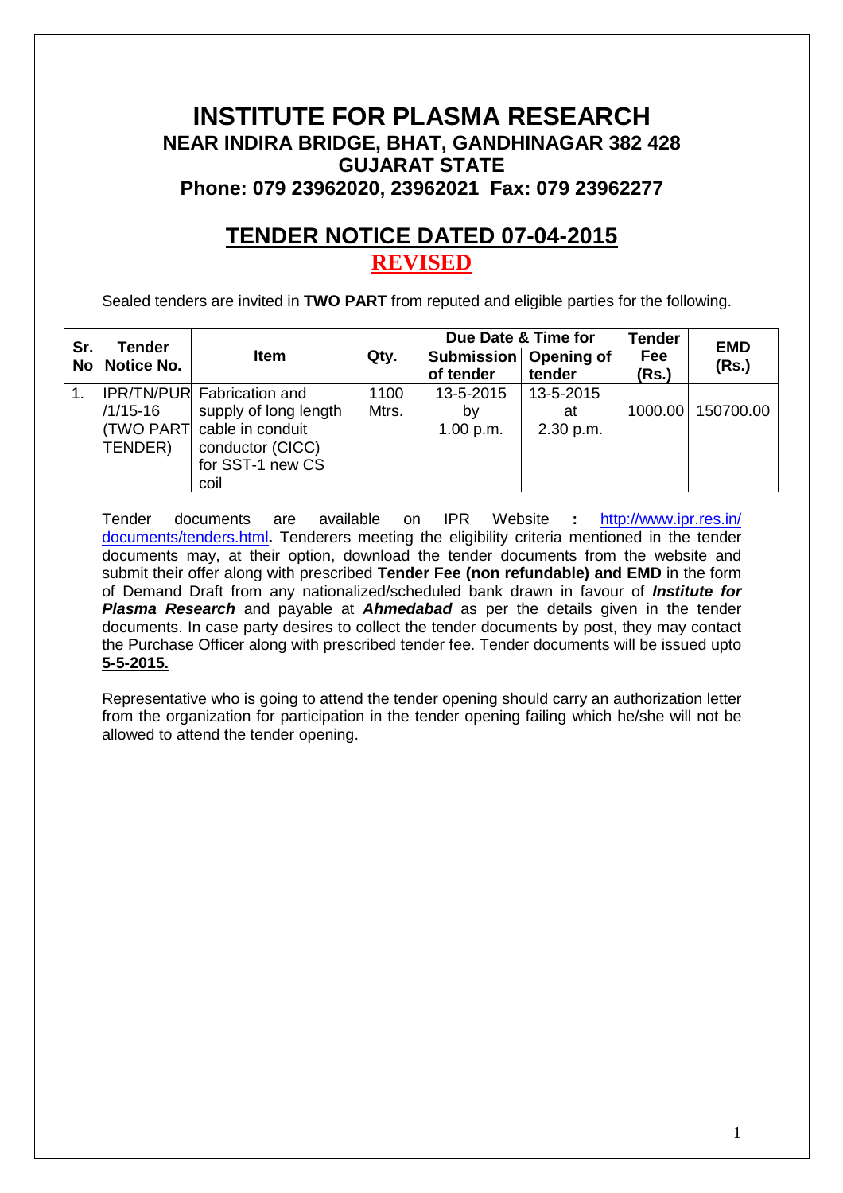# INSTITUTE FOR PLASMA RESEARCH

## NEAR INDIRA BRIDGE, BHAT, GANDHINAGAR 382 428

## GUJARAT STATE

## Phone: 079 23962020, 23962021 Fax: 079 23962277

# TENDER NOTICE DATED 07-04-2015

## REVISED

Sealed tenders are invited in **TWO PART** from reputed and eligible parties for the following.

| Sr. No | Tender Notice No. | Item | Qty. | Due Date & Time for Submission of tender | Due Date & Time for Opening of tender | Tender Fee (Rs.) | EMD (Rs.) |
|---|---|---|---|---|---|---|---|
| 1. | IPR/TN/PUR/1/15-16 (TWO PART TENDER) | Fabrication and supply of long length cable in conduit conductor (CICC) for SST-1 new CS coil | 1100 Mtrs. | 13-5-2015 by 1.00 p.m. | 13-5-2015 at 2.30 p.m. | 1000.00 | 150700.00 |

Tender documents are available on IPR Website **:** http://www.ipr.res.in/documents/tenders.html**.** Tenderers meeting the eligibility criteria mentioned in the tender documents may, at their option, download the tender documents from the website and submit their offer along with prescribed **Tender Fee (non refundable) and EMD** in the form of Demand Draft from any nationalized/scheduled bank drawn in favour of ***Institute for Plasma Research*** and payable at ***Ahmedabad*** as per the details given in the tender documents. In case party desires to collect the tender documents by post, they may contact the Purchase Officer along with prescribed tender fee. Tender documents will be issued upto **5-5-2015.**

Representative who is going to attend the tender opening should carry an authorization letter from the organization for participation in the tender opening failing which he/she will not be allowed to attend the tender opening.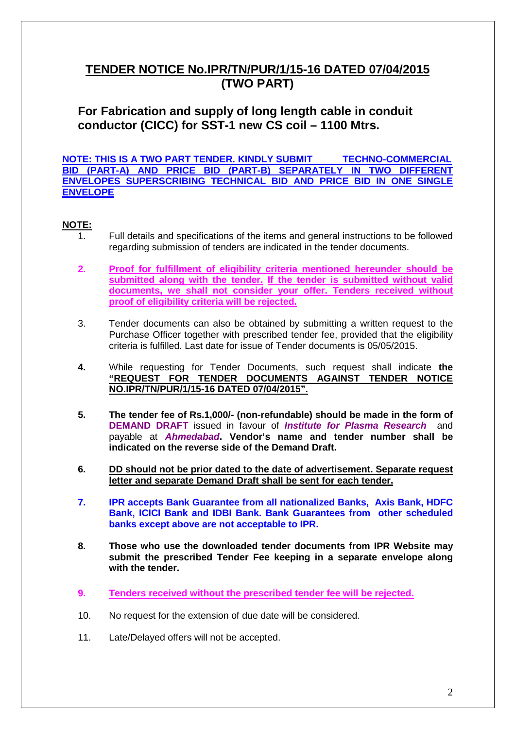## TENDER NOTICE No.IPR/TN/PUR/1/15-16 DATED 07/04/2015 (TWO PART)

### For Fabrication and supply of long length cable in conduit conductor (CICC) for SST-1 new CS coil – 1100 Mtrs.

**NOTE: THIS IS A TWO PART TENDER. KINDLY SUBMIT TECHNO-COMMERCIAL BID (PART-A) AND PRICE BID (PART-B) SEPARATELY IN TWO DIFFERENT ENVELOPES SUPERSCRIBING TECHNICAL BID AND PRICE BID IN ONE SINGLE ENVELOPE**

**NOTE:**

1. Full details and specifications of the items and general instructions to be followed regarding submission of tenders are indicated in the tender documents.

2. **Proof for fulfillment of eligibility criteria mentioned hereunder should be submitted along with the tender. If the tender is submitted without valid documents, we shall not consider your offer. Tenders received without proof of eligibility criteria will be rejected.**

3. Tender documents can also be obtained by submitting a written request to the Purchase Officer together with prescribed tender fee, provided that the eligibility criteria is fulfilled. Last date for issue of Tender documents is 05/05/2015.

4. While requesting for Tender Documents, such request shall indicate **the "REQUEST FOR TENDER DOCUMENTS AGAINST TENDER NOTICE NO.IPR/TN/PUR/1/15-16 DATED 07/04/2015".**

5. **The tender fee of Rs.1,000/- (non-refundable) should be made in the form of DEMAND DRAFT** issued in favour of ***Institute for Plasma Research*** and payable at ***Ahmedabad*****. Vendor's name and tender number shall be indicated on the reverse side of the Demand Draft.**

6. **DD should not be prior dated to the date of advertisement. Separate request letter and separate Demand Draft shall be sent for each tender.**

7. **IPR accepts Bank Guarantee from all nationalized Banks, Axis Bank, HDFC Bank, ICICI Bank and IDBI Bank. Bank Guarantees from other scheduled banks except above are not acceptable to IPR.**

8. **Those who use the downloaded tender documents from IPR Website may submit the prescribed Tender Fee keeping in a separate envelope along with the tender.**

9. **Tenders received without the prescribed tender fee will be rejected.**

10. No request for the extension of due date will be considered.

11. Late/Delayed offers will not be accepted.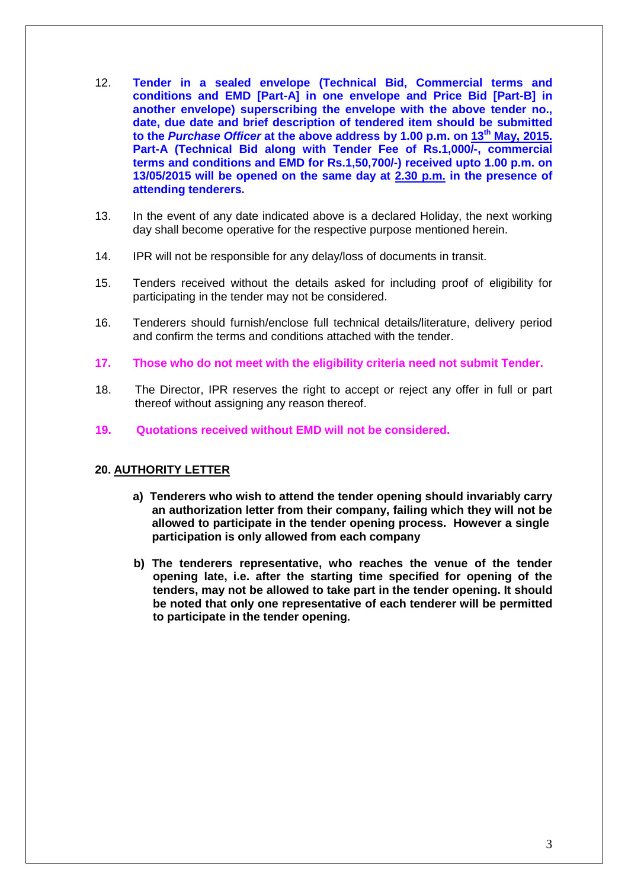12. **Tender in a sealed envelope (Technical Bid, Commercial terms and conditions and EMD [Part-A] in one envelope and Price Bid [Part-B] in another envelope) superscribing the envelope with the above tender no., date, due date and brief description of tendered item should be submitted to the *Purchase Officer* at the above address by 1.00 p.m. on 13th May, 2015. Part-A (Technical Bid along with Tender Fee of Rs.1,000/-, commercial terms and conditions and EMD for Rs.1,50,700/-) received upto 1.00 p.m. on 13/05/2015 will be opened on the same day at 2.30 p.m. in the presence of attending tenderers.**

13. In the event of any date indicated above is a declared Holiday, the next working day shall become operative for the respective purpose mentioned herein.

14. IPR will not be responsible for any delay/loss of documents in transit.

15. Tenders received without the details asked for including proof of eligibility for participating in the tender may not be considered.

16. Tenderers should furnish/enclose full technical details/literature, delivery period and confirm the terms and conditions attached with the tender.

17. **Those who do not meet with the eligibility criteria need not submit Tender.**

18. The Director, IPR reserves the right to accept or reject any offer in full or part thereof without assigning any reason thereof.

19. **Quotations received without EMD will not be considered.**

**20. AUTHORITY LETTER**

a) **Tenderers who wish to attend the tender opening should invariably carry an authorization letter from their company, failing which they will not be allowed to participate in the tender opening process. However a single participation is only allowed from each company**

b) **The tenderers representative, who reaches the venue of the tender opening late, i.e. after the starting time specified for opening of the tenders, may not be allowed to take part in the tender opening. It should be noted that only one representative of each tenderer will be permitted to participate in the tender opening.**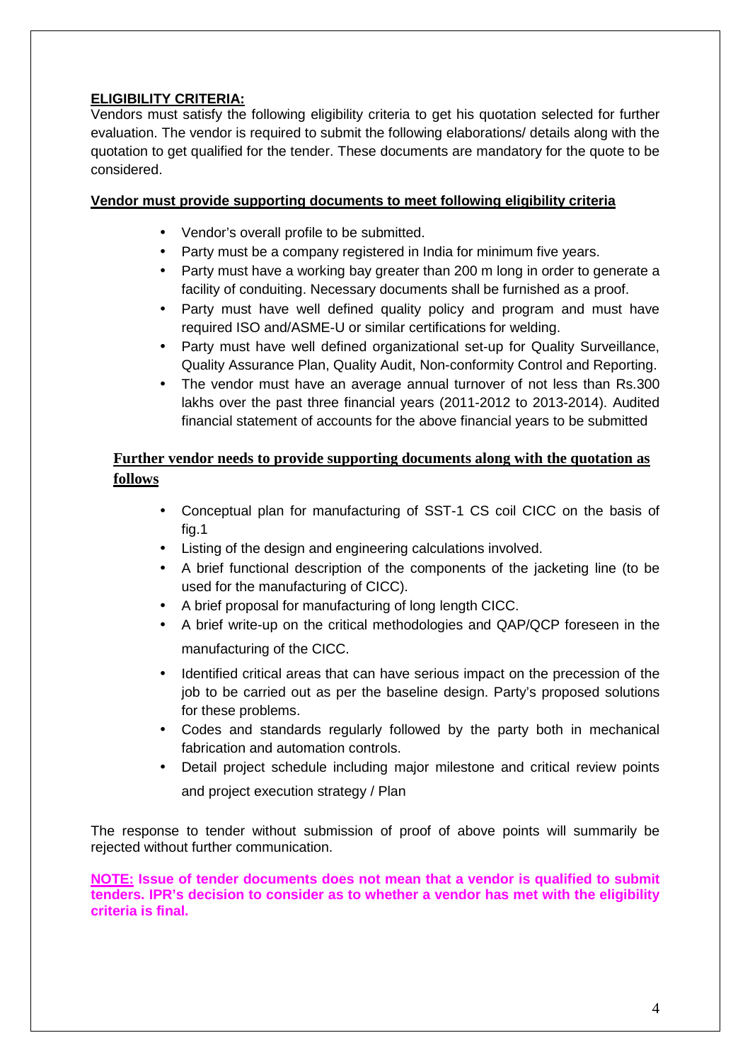## ELIGIBILITY CRITERIA:

Vendors must satisfy the following eligibility criteria to get his quotation selected for further evaluation. The vendor is required to submit the following elaborations/ details along with the quotation to get qualified for the tender. These documents are mandatory for the quote to be considered.

**Vendor must provide supporting documents to meet following eligibility criteria**

- Vendor's overall profile to be submitted.
- Party must be a company registered in India for minimum five years.
- Party must have a working bay greater than 200 m long in order to generate a facility of conduiting. Necessary documents shall be furnished as a proof.
- Party must have well defined quality policy and program and must have required ISO and/ASME-U or similar certifications for welding.
- Party must have well defined organizational set-up for Quality Surveillance, Quality Assurance Plan, Quality Audit, Non-conformity Control and Reporting.
- The vendor must have an average annual turnover of not less than Rs.300 lakhs over the past three financial years (2011-2012 to 2013-2014). Audited financial statement of accounts for the above financial years to be submitted

**Further vendor needs to provide supporting documents along with the quotation as follows**

- Conceptual plan for manufacturing of SST-1 CS coil CICC on the basis of fig.1
- Listing of the design and engineering calculations involved.
- A brief functional description of the components of the jacketing line (to be used for the manufacturing of CICC).
- A brief proposal for manufacturing of long length CICC.
- A brief write-up on the critical methodologies and QAP/QCP foreseen in the manufacturing of the CICC.
- Identified critical areas that can have serious impact on the precession of the job to be carried out as per the baseline design. Party's proposed solutions for these problems.
- Codes and standards regularly followed by the party both in mechanical fabrication and automation controls.
- Detail project schedule including major milestone and critical review points and project execution strategy / Plan

The response to tender without submission of proof of above points will summarily be rejected without further communication.

**NOTE: Issue of tender documents does not mean that a vendor is qualified to submit tenders. IPR's decision to consider as to whether a vendor has met with the eligibility criteria is final.**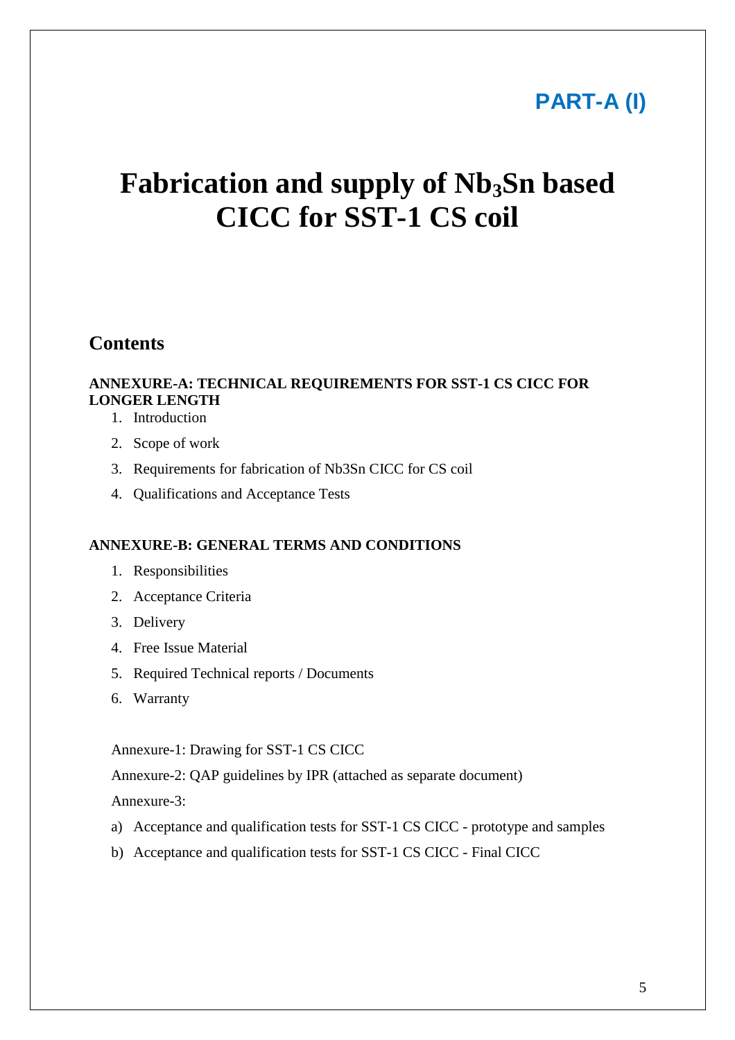**PART-A (I)**

# Fabrication and supply of $Nb_3Sn$ based CICC for SST-1 CS coil

## Contents

**ANNEXURE-A: TECHNICAL REQUIREMENTS FOR SST-1 CS CICC FOR LONGER LENGTH**

1. Introduction
2. Scope of work
3. Requirements for fabrication of Nb3Sn CICC for CS coil
4. Qualifications and Acceptance Tests

**ANNEXURE-B: GENERAL TERMS AND CONDITIONS**

1. Responsibilities
2. Acceptance Criteria
3. Delivery
4. Free Issue Material
5. Required Technical reports / Documents
6. Warranty

Annexure-1: Drawing for SST-1 CS CICC

Annexure-2: QAP guidelines by IPR (attached as separate document)

Annexure-3:

a) Acceptance and qualification tests for SST-1 CS CICC - prototype and samples
b) Acceptance and qualification tests for SST-1 CS CICC - Final CICC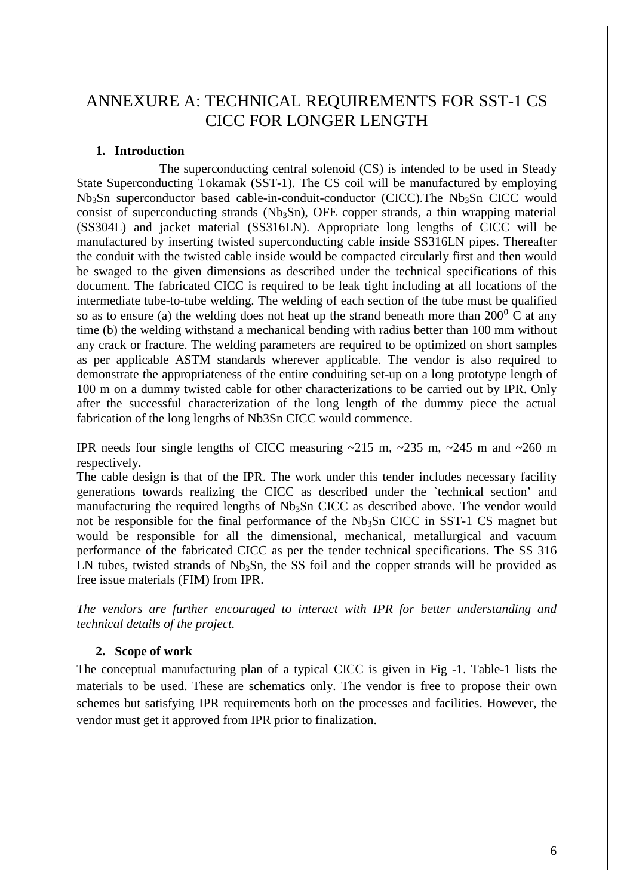# ANNEXURE A: TECHNICAL REQUIREMENTS FOR SST-1 CS CICC FOR LONGER LENGTH

## 1. Introduction

The superconducting central solenoid (CS) is intended to be used in Steady State Superconducting Tokamak (SST-1). The CS coil will be manufactured by employing $Nb_3Sn$ superconductor based cable-in-conduit-conductor (CICC).The $Nb_3Sn$ CICC would consist of superconducting strands ($Nb_3Sn$), OFE copper strands, a thin wrapping material (SS304L) and jacket material (SS316LN). Appropriate long lengths of CICC will be manufactured by inserting twisted superconducting cable inside SS316LN pipes. Thereafter the conduit with the twisted cable inside would be compacted circularly first and then would be swaged to the given dimensions as described under the technical specifications of this document. The fabricated CICC is required to be leak tight including at all locations of the intermediate tube-to-tube welding. The welding of each section of the tube must be qualified so as to ensure (a) the welding does not heat up the strand beneath more than $200^0$ C at any time (b) the welding withstand a mechanical bending with radius better than 100 mm without any crack or fracture. The welding parameters are required to be optimized on short samples as per applicable ASTM standards wherever applicable. The vendor is also required to demonstrate the appropriateness of the entire conduiting set-up on a long prototype length of 100 m on a dummy twisted cable for other characterizations to be carried out by IPR. Only after the successful characterization of the long length of the dummy piece the actual fabrication of the long lengths of Nb3Sn CICC would commence.

IPR needs four single lengths of CICC measuring ~215 m, ~235 m, ~245 m and ~260 m respectively.

The cable design is that of the IPR. The work under this tender includes necessary facility generations towards realizing the CICC as described under the `technical section' and manufacturing the required lengths of $Nb_3Sn$ CICC as described above. The vendor would not be responsible for the final performance of the $Nb_3Sn$ CICC in SST-1 CS magnet but would be responsible for all the dimensional, mechanical, metallurgical and vacuum performance of the fabricated CICC as per the tender technical specifications. The SS 316 LN tubes, twisted strands of $Nb_3Sn$, the SS foil and the copper strands will be provided as free issue materials (FIM) from IPR.

*The vendors are further encouraged to interact with IPR for better understanding and technical details of the project.*

## 2. Scope of work

The conceptual manufacturing plan of a typical CICC is given in Fig -1. Table-1 lists the materials to be used. These are schematics only. The vendor is free to propose their own schemes but satisfying IPR requirements both on the processes and facilities. However, the vendor must get it approved from IPR prior to finalization.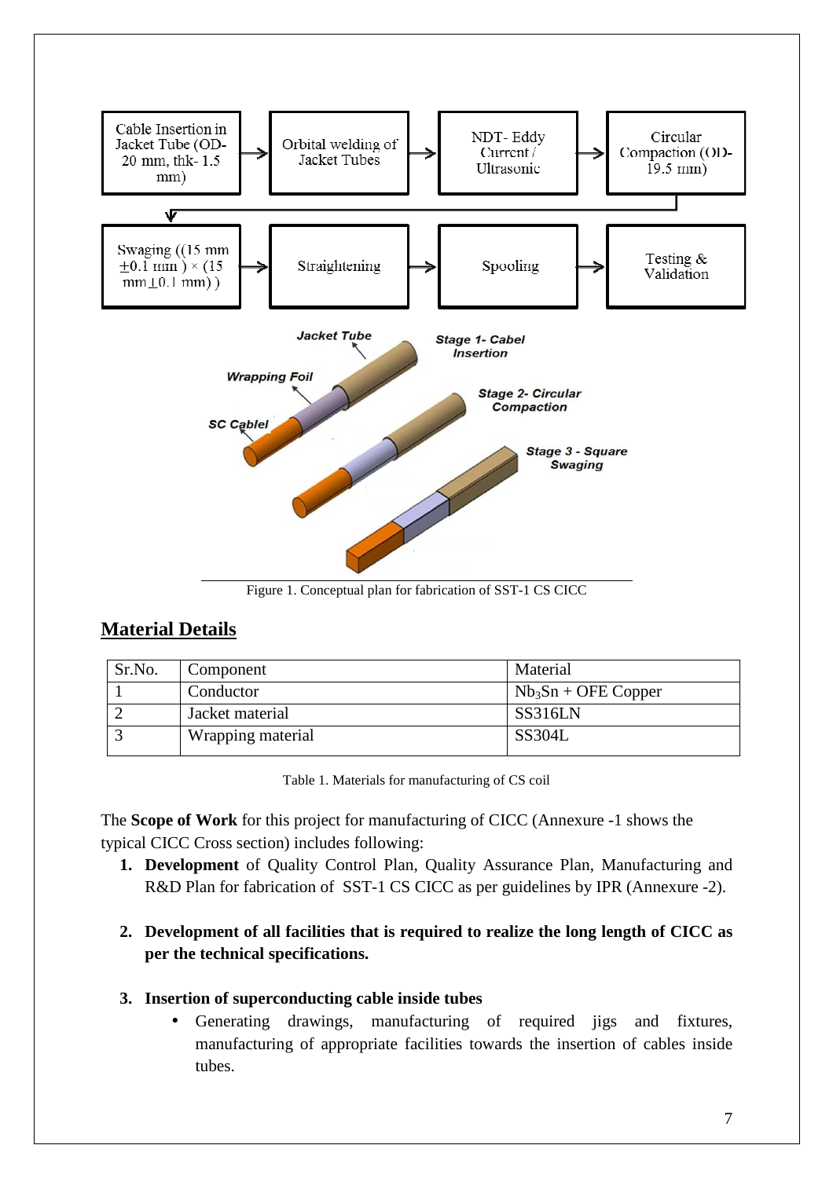Cable Insertion in Jacket Tube (OD- 20 mm, thk- 1.5 mm) → Orbital welding of Jacket Tubes → NDT- Eddy Current / Ultrasonic → Circular Compaction (OD- 19.5 mm) → Swaging ((15 mm ±0.1 mm ) × (15 mm ±0.1 mm) ) → Straightening → Spooling → Testing & Validation

Figure 1. Conceptual plan for fabrication of SST-1 CS CICC

## Material Details

| Sr.No. | Component | Material |
|---|---|---|
| 1 | Conductor | $Nb_3Sn$ + OFE Copper |
| 2 | Jacket material | SS316LN |
| 3 | Wrapping material | SS304L |

Table 1. Materials for manufacturing of CS coil

The **Scope of Work** for this project for manufacturing of CICC (Annexure -1 shows the typical CICC Cross section) includes following:

1. **Development** of Quality Control Plan, Quality Assurance Plan, Manufacturing and R&D Plan for fabrication of SST-1 CS CICC as per guidelines by IPR (Annexure -2).

2. **Development of all facilities that is required to realize the long length of CICC as per the technical specifications.**

3. **Insertion of superconducting cable inside tubes**
   - Generating drawings, manufacturing of required jigs and fixtures, manufacturing of appropriate facilities towards the insertion of cables inside tubes.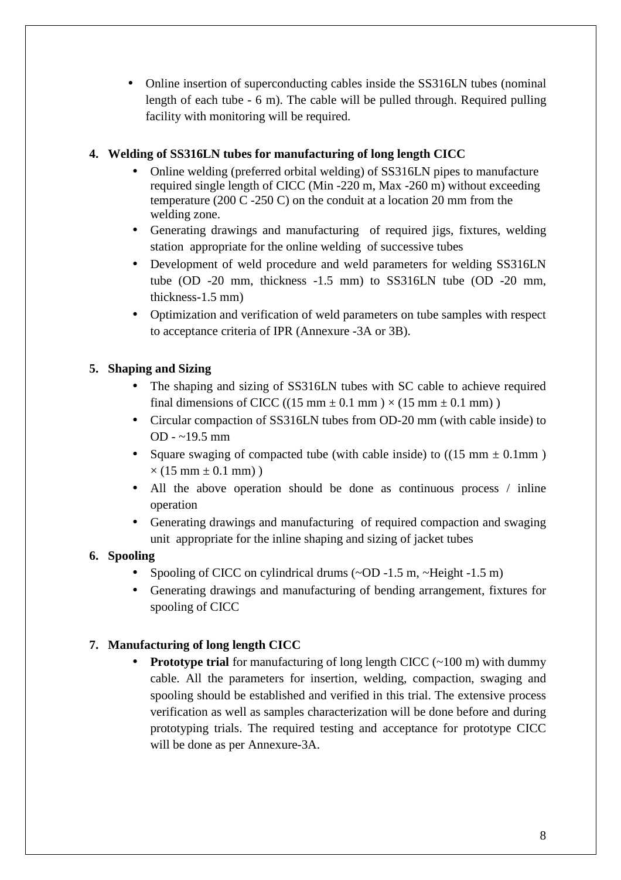- Online insertion of superconducting cables inside the SS316LN tubes (nominal length of each tube - 6 m). The cable will be pulled through. Required pulling facility with monitoring will be required.

**4. Welding of SS316LN tubes for manufacturing of long length CICC**

- Online welding (preferred orbital welding) of SS316LN pipes to manufacture required single length of CICC (Min -220 m, Max -260 m) without exceeding temperature (200 C -250 C) on the conduit at a location 20 mm from the welding zone.
- Generating drawings and manufacturing of required jigs, fixtures, welding station appropriate for the online welding of successive tubes
- Development of weld procedure and weld parameters for welding SS316LN tube (OD -20 mm, thickness -1.5 mm) to SS316LN tube (OD -20 mm, thickness-1.5 mm)
- Optimization and verification of weld parameters on tube samples with respect to acceptance criteria of IPR (Annexure -3A or 3B).

**5. Shaping and Sizing**

- The shaping and sizing of SS316LN tubes with SC cable to achieve required final dimensions of CICC ((15 mm ± 0.1 mm ) × (15 mm ± 0.1 mm) )
- Circular compaction of SS316LN tubes from OD-20 mm (with cable inside) to OD - ~19.5 mm
- Square swaging of compacted tube (with cable inside) to ((15 mm ± 0.1mm ) × (15 mm ± 0.1 mm) )
- All the above operation should be done as continuous process / inline operation
- Generating drawings and manufacturing of required compaction and swaging unit appropriate for the inline shaping and sizing of jacket tubes

**6. Spooling**

- Spooling of CICC on cylindrical drums (~OD -1.5 m, ~Height -1.5 m)
- Generating drawings and manufacturing of bending arrangement, fixtures for spooling of CICC

**7. Manufacturing of long length CICC**

- **Prototype trial** for manufacturing of long length CICC (~100 m) with dummy cable. All the parameters for insertion, welding, compaction, swaging and spooling should be established and verified in this trial. The extensive process verification as well as samples characterization will be done before and during prototyping trials. The required testing and acceptance for prototype CICC will be done as per Annexure-3A.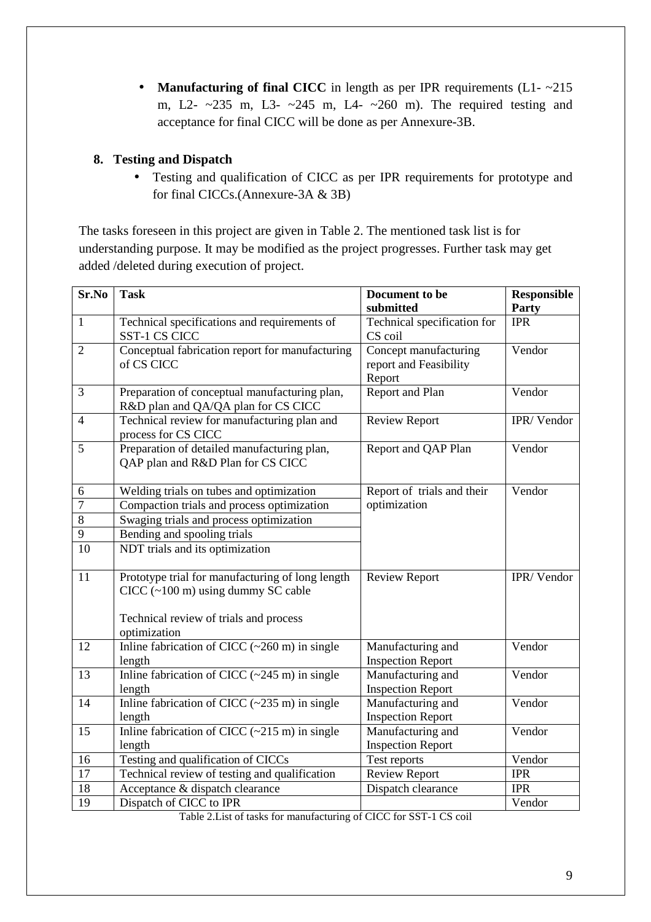- **Manufacturing of final CICC** in length as per IPR requirements (L1- ~215 m, L2- ~235 m, L3- ~245 m, L4- ~260 m). The required testing and acceptance for final CICC will be done as per Annexure-3B.

**8. Testing and Dispatch**

- Testing and qualification of CICC as per IPR requirements for prototype and for final CICCs.(Annexure-3A & 3B)

The tasks foreseen in this project are given in Table 2. The mentioned task list is for understanding purpose. It may be modified as the project progresses. Further task may get added /deleted during execution of project.

| Sr.No | Task | Document to be submitted | Responsible Party |
|---|---|---|---|
| 1 | Technical specifications and requirements of SST-1 CS CICC | Technical specification for CS coil | IPR |
| 2 | Conceptual fabrication report for manufacturing of CS CICC | Concept manufacturing report and Feasibility Report | Vendor |
| 3 | Preparation of conceptual manufacturing plan, R&D plan and QA/QA plan for CS CICC | Report and Plan | Vendor |
| 4 | Technical review for manufacturing plan and process for CS CICC | Review Report | IPR/ Vendor |
| 5 | Preparation of detailed manufacturing plan, QAP plan and R&D Plan for CS CICC | Report and QAP Plan | Vendor |
| 6 | Welding trials on tubes and optimization | Report of trials and their optimization | Vendor |
| 7 | Compaction trials and process optimization | | |
| 8 | Swaging trials and process optimization | | |
| 9 | Bending and spooling trials | | |
| 10 | NDT trials and its optimization | | |
| 11 | Prototype trial for manufacturing of long length CICC (~100 m) using dummy SC cable<br><br>Technical review of trials and process optimization | Review Report | IPR/ Vendor |
| 12 | Inline fabrication of CICC (~260 m) in single length | Manufacturing and Inspection Report | Vendor |
| 13 | Inline fabrication of CICC (~245 m) in single length | Manufacturing and Inspection Report | Vendor |
| 14 | Inline fabrication of CICC (~235 m) in single length | Manufacturing and Inspection Report | Vendor |
| 15 | Inline fabrication of CICC (~215 m) in single length | Manufacturing and Inspection Report | Vendor |
| 16 | Testing and qualification of CICCs | Test reports | Vendor |
| 17 | Technical review of testing and qualification | Review Report | IPR |
| 18 | Acceptance & dispatch clearance | Dispatch clearance | IPR |
| 19 | Dispatch of CICC to IPR | | Vendor |

Table 2.List of tasks for manufacturing of CICC for SST-1 CS coil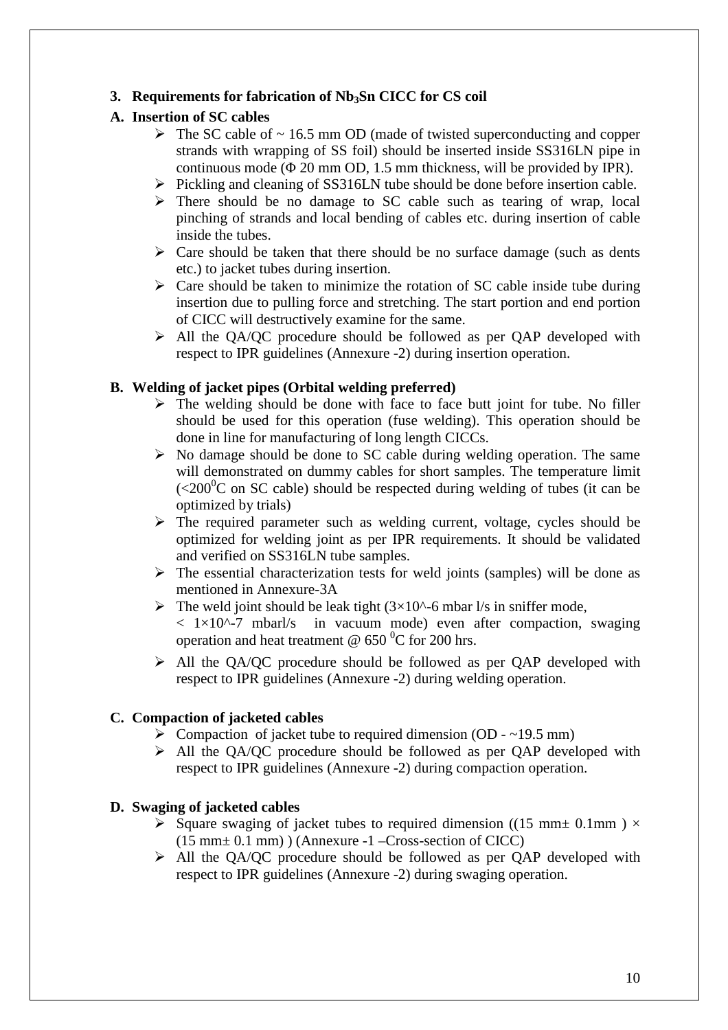## 3. Requirements for fabrication of $Nb_3Sn$ CICC for CS coil

### A. Insertion of SC cables

- The SC cable of ~ 16.5 mm OD (made of twisted superconducting and copper strands with wrapping of SS foil) should be inserted inside SS316LN pipe in continuous mode (Φ 20 mm OD, 1.5 mm thickness, will be provided by IPR).
- Pickling and cleaning of SS316LN tube should be done before insertion cable.
- There should be no damage to SC cable such as tearing of wrap, local pinching of strands and local bending of cables etc. during insertion of cable inside the tubes.
- Care should be taken that there should be no surface damage (such as dents etc.) to jacket tubes during insertion.
- Care should be taken to minimize the rotation of SC cable inside tube during insertion due to pulling force and stretching. The start portion and end portion of CICC will destructively examine for the same.
- All the QA/QC procedure should be followed as per QAP developed with respect to IPR guidelines (Annexure -2) during insertion operation.

### B. Welding of jacket pipes (Orbital welding preferred)

- The welding should be done with face to face butt joint for tube. No filler should be used for this operation (fuse welding). This operation should be done in line for manufacturing of long length CICCs.
- No damage should be done to SC cable during welding operation. The same will demonstrated on dummy cables for short samples. The temperature limit ($<200^0$C on SC cable) should be respected during welding of tubes (it can be optimized by trials)
- The required parameter such as welding current, voltage, cycles should be optimized for welding joint as per IPR requirements. It should be validated and verified on SS316LN tube samples.
- The essential characterization tests for weld joints (samples) will be done as mentioned in Annexure-3A
- The weld joint should be leak tight ($3\times10^{-6}$ mbar l/s in sniffer mode, $< 1\times10^{-7}$ mbarl/s in vacuum mode) even after compaction, swaging operation and heat treatment @ 650 $^0$C for 200 hrs.
- All the QA/QC procedure should be followed as per QAP developed with respect to IPR guidelines (Annexure -2) during welding operation.

### C. Compaction of jacketed cables

- Compaction of jacket tube to required dimension (OD - ~19.5 mm)
- All the QA/QC procedure should be followed as per QAP developed with respect to IPR guidelines (Annexure -2) during compaction operation.

### D. Swaging of jacketed cables

- Square swaging of jacket tubes to required dimension ((15 mm± 0.1mm ) × (15 mm± 0.1 mm) ) (Annexure -1 –Cross-section of CICC)
- All the QA/QC procedure should be followed as per QAP developed with respect to IPR guidelines (Annexure -2) during swaging operation.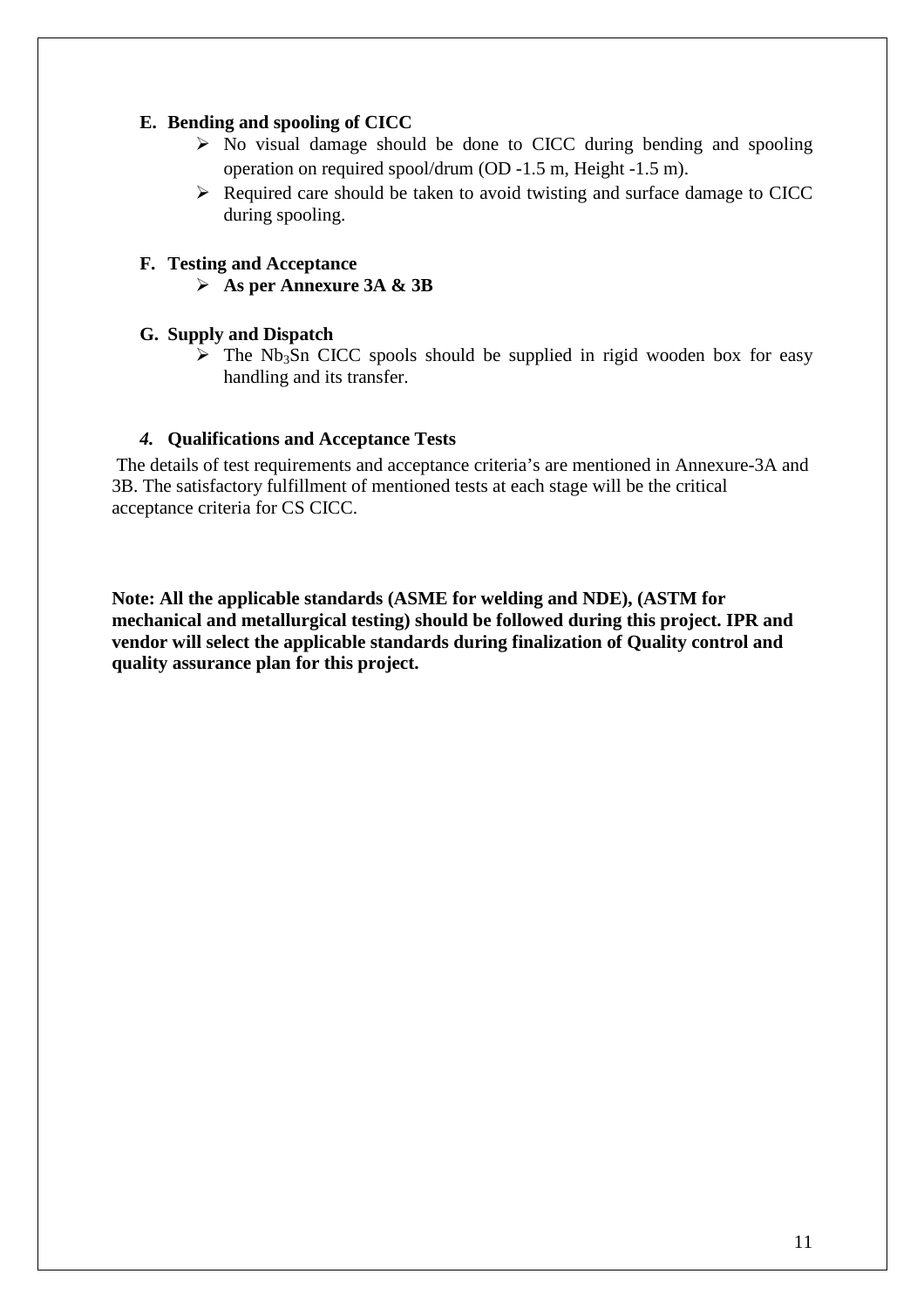**E. Bending and spooling of CICC**

- No visual damage should be done to CICC during bending and spooling operation on required spool/drum (OD -1.5 m, Height -1.5 m).
- Required care should be taken to avoid twisting and surface damage to CICC during spooling.

**F. Testing and Acceptance**

- **As per Annexure 3A & 3B**

**G. Supply and Dispatch**

- The $Nb_3Sn$ CICC spools should be supplied in rigid wooden box for easy handling and its transfer.

### *4.* Qualifications and Acceptance Tests

The details of test requirements and acceptance criteria's are mentioned in Annexure-3A and 3B. The satisfactory fulfillment of mentioned tests at each stage will be the critical acceptance criteria for CS CICC.

**Note: All the applicable standards (ASME for welding and NDE), (ASTM for mechanical and metallurgical testing) should be followed during this project. IPR and vendor will select the applicable standards during finalization of Quality control and quality assurance plan for this project.**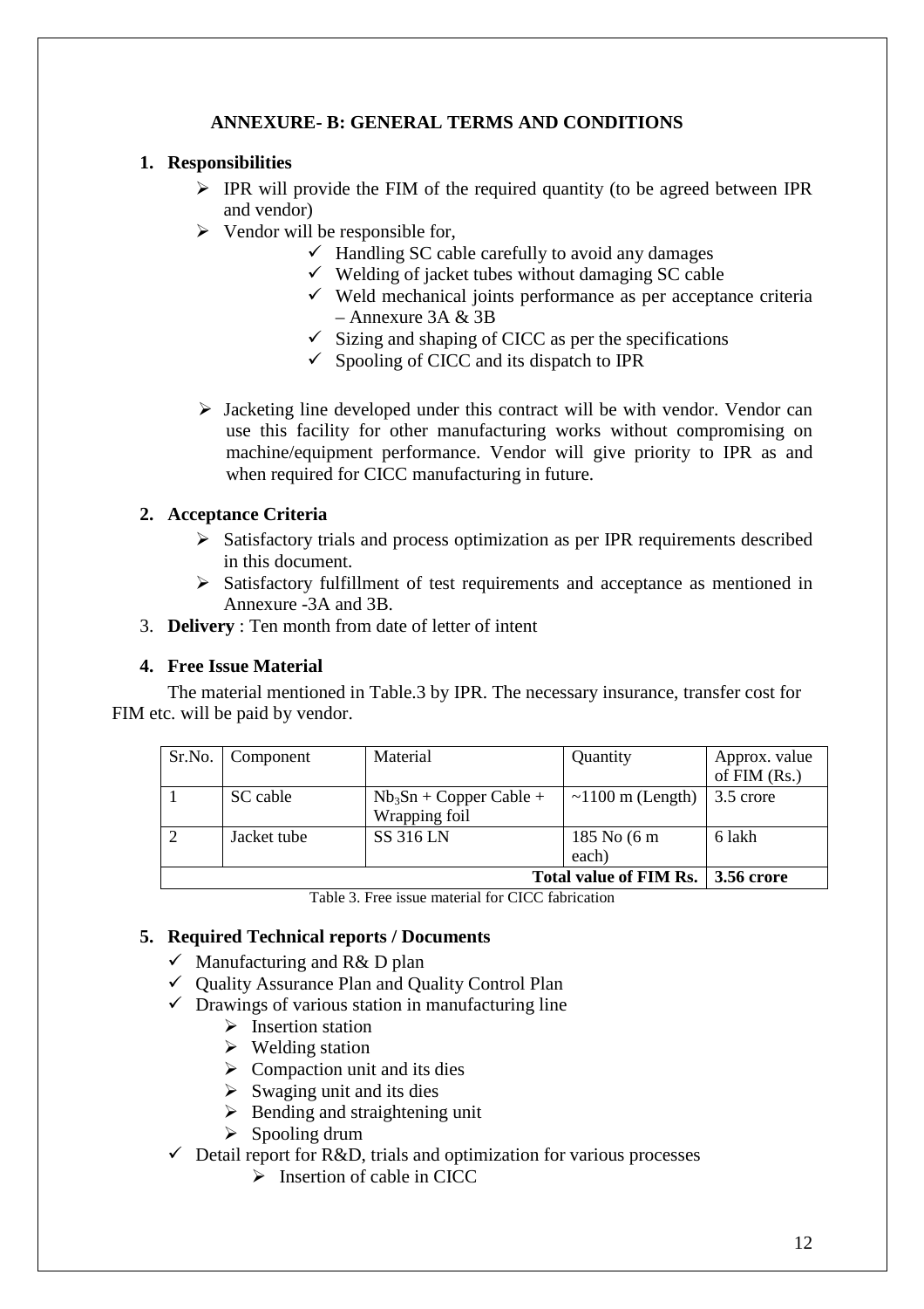## ANNEXURE- B: GENERAL TERMS AND CONDITIONS

**1. Responsibilities**

- IPR will provide the FIM of the required quantity (to be agreed between IPR and vendor)
- Vendor will be responsible for,
  - ✓ Handling SC cable carefully to avoid any damages
  - ✓ Welding of jacket tubes without damaging SC cable
  - ✓ Weld mechanical joints performance as per acceptance criteria – Annexure 3A & 3B
  - ✓ Sizing and shaping of CICC as per the specifications
  - ✓ Spooling of CICC and its dispatch to IPR
- Jacketing line developed under this contract will be with vendor. Vendor can use this facility for other manufacturing works without compromising on machine/equipment performance. Vendor will give priority to IPR as and when required for CICC manufacturing in future.

**2. Acceptance Criteria**

- Satisfactory trials and process optimization as per IPR requirements described in this document.
- Satisfactory fulfillment of test requirements and acceptance as mentioned in Annexure -3A and 3B.

3. **Delivery** : Ten month from date of letter of intent

**4. Free Issue Material**

The material mentioned in Table.3 by IPR. The necessary insurance, transfer cost for FIM etc. will be paid by vendor.

| Sr.No. | Component | Material | Quantity | Approx. value of FIM (Rs.) |
|---|---|---|---|---|
| 1 | SC cable | $Nb_3Sn$ + Copper Cable + Wrapping foil | ~1100 m (Length) | 3.5 crore |
| 2 | Jacket tube | SS 316 LN | 185 No (6 m each) | 6 lakh |
| | | | **Total value of FIM Rs.** | **3.56 crore** |

Table 3. Free issue material for CICC fabrication

**5. Required Technical reports / Documents**

- ✓ Manufacturing and R& D plan
- ✓ Quality Assurance Plan and Quality Control Plan
- ✓ Drawings of various station in manufacturing line
  - Insertion station
  - Welding station
  - Compaction unit and its dies
  - Swaging unit and its dies
  - Bending and straightening unit
  - Spooling drum
- ✓ Detail report for R&D, trials and optimization for various processes
  - Insertion of cable in CICC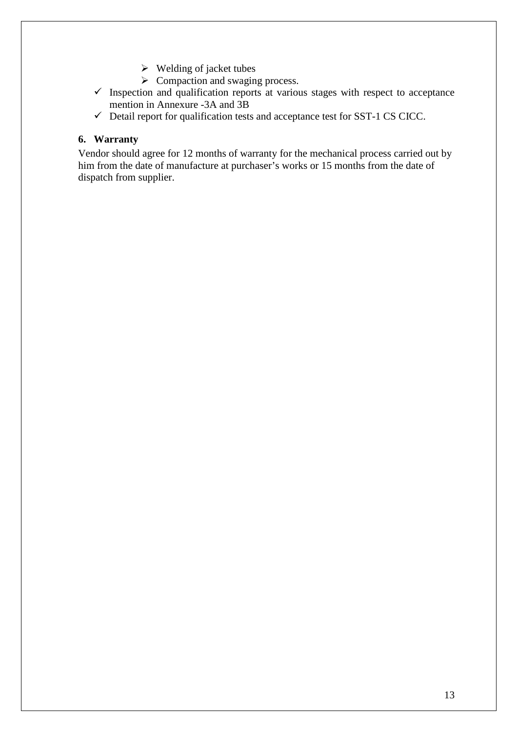- Welding of jacket tubes
  - Compaction and swaging process.
- Inspection and qualification reports at various stages with respect to acceptance mention in Annexure -3A and 3B
- Detail report for qualification tests and acceptance test for SST-1 CS CICC.

### 6. Warranty

Vendor should agree for 12 months of warranty for the mechanical process carried out by him from the date of manufacture at purchaser's works or 15 months from the date of dispatch from supplier.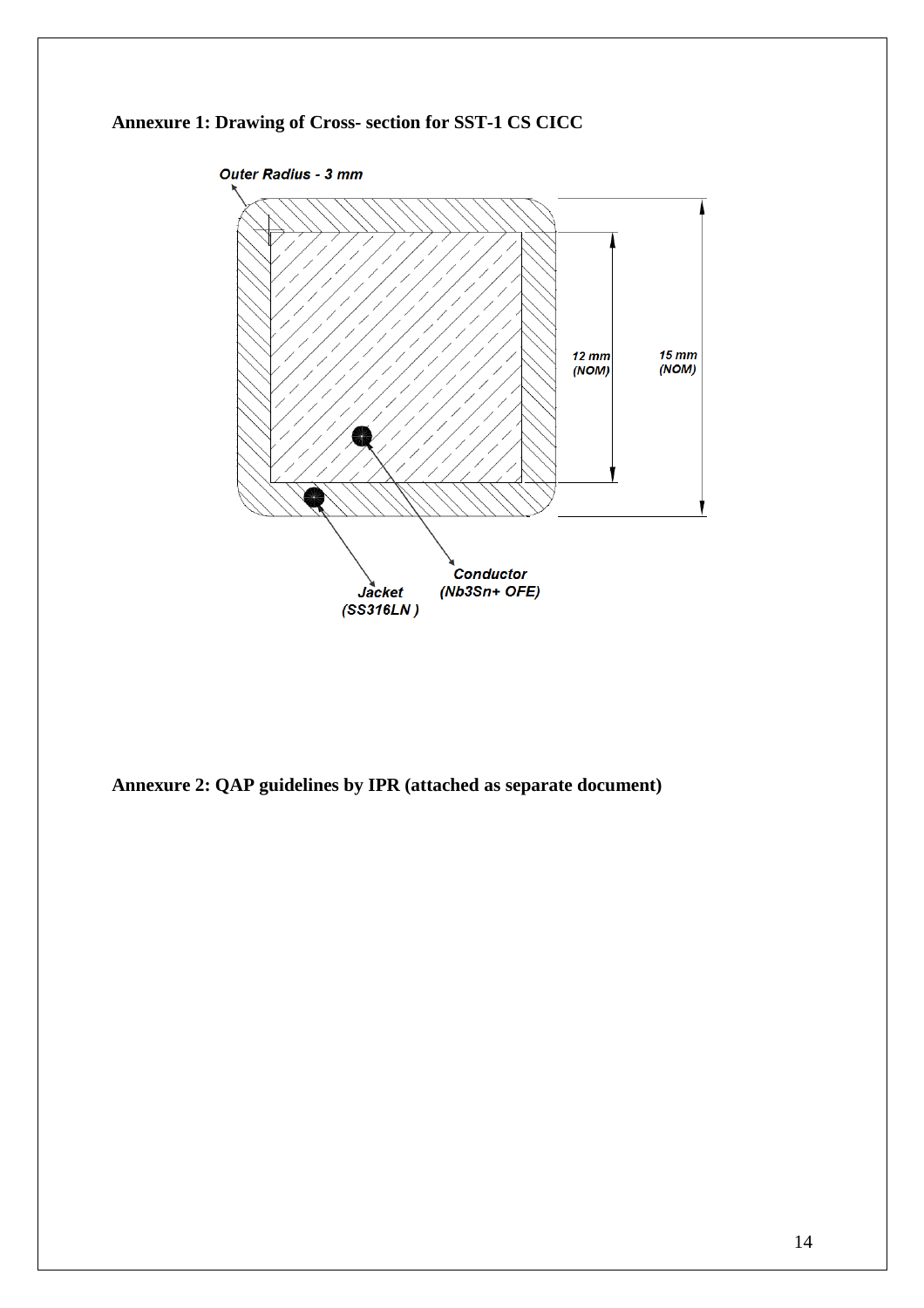**Annexure 1: Drawing of Cross- section for SST-1 CS CICC**

Outer Radius - 3 mm

12 mm (NOM)

15 mm (NOM)

Conductor (Nb3Sn+ OFE)

Jacket (SS316LN )

**Annexure 2: QAP guidelines by IPR (attached as separate document)**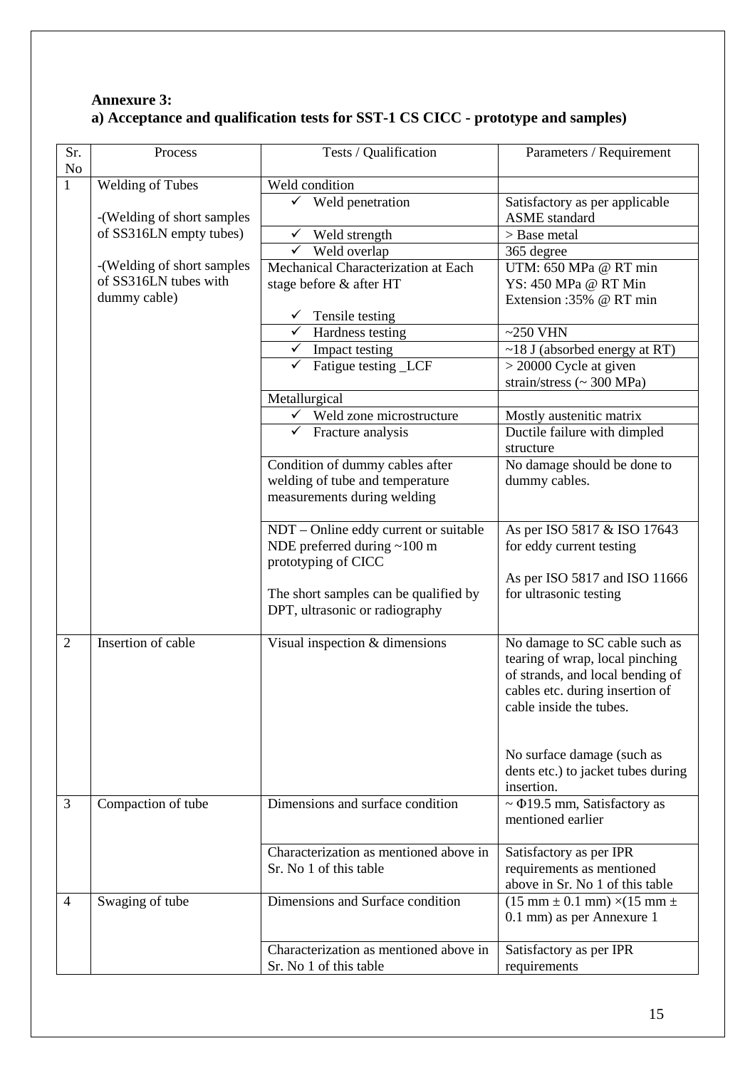**Annexure 3:**

**a) Acceptance and qualification tests for SST-1 CS CICC - prototype and samples)**

| Sr. No | Process | Tests / Qualification | Parameters / Requirement |
|---|---|---|---|
| 1 | Welding of Tubes<br><br>-(Welding of short samples of SS316LN empty tubes)<br><br>-(Welding of short samples of SS316LN tubes with dummy cable) | Weld condition | |
| | | ✓ Weld penetration | Satisfactory as per applicable ASME standard |
| | | ✓ Weld strength | > Base metal |
| | | ✓ Weld overlap | 365 degree |
| | | Mechanical Characterization at Each stage before & after HT<br><br>✓ Tensile testing | UTM: 650 MPa @ RT min<br>YS: 450 MPa @ RT Min<br>Extension :35% @ RT min |
| | | ✓ Hardness testing | ~250 VHN |
| | | ✓ Impact testing | ~18 J (absorbed energy at RT) |
| | | ✓ Fatigue testing _LCF | > 20000 Cycle at given strain/stress (~ 300 MPa) |
| | | Metallurgical | |
| | | ✓ Weld zone microstructure | Mostly austenitic matrix |
| | | ✓ Fracture analysis | Ductile failure with dimpled structure |
| | | Condition of dummy cables after welding of tube and temperature measurements during welding | No damage should be done to dummy cables. |
| | | NDT – Online eddy current or suitable NDE preferred during ~100 m prototyping of CICC<br><br>The short samples can be qualified by DPT, ultrasonic or radiography | As per ISO 5817 & ISO 17643 for eddy current testing<br><br>As per ISO 5817 and ISO 11666 for ultrasonic testing |
| 2 | Insertion of cable | Visual inspection & dimensions | No damage to SC cable such as tearing of wrap, local pinching of strands, and local bending of cables etc. during insertion of cable inside the tubes.<br><br>No surface damage (such as dents etc.) to jacket tubes during insertion. |
| 3 | Compaction of tube | Dimensions and surface condition | ~ Φ19.5 mm, Satisfactory as mentioned earlier |
| | | Characterization as mentioned above in Sr. No 1 of this table | Satisfactory as per IPR requirements as mentioned above in Sr. No 1 of this table |
| 4 | Swaging of tube | Dimensions and Surface condition | (15 mm ± 0.1 mm) ×(15 mm ± 0.1 mm) as per Annexure 1 |
| | | Characterization as mentioned above in Sr. No 1 of this table | Satisfactory as per IPR requirements |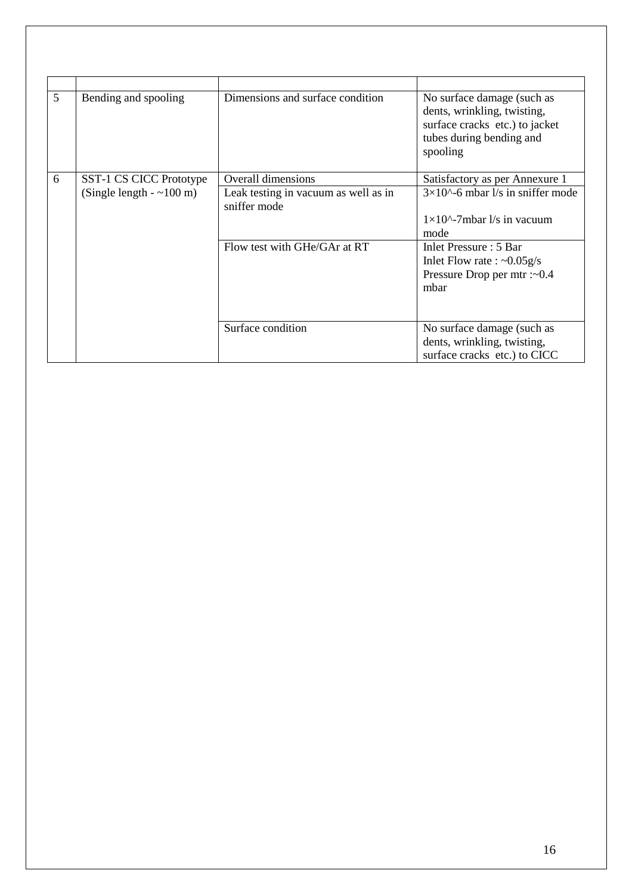| | | | |
|---|---|---|---|
| 5 | Bending and spooling | Dimensions and surface condition | No surface damage (such as dents, wrinkling, twisting, surface cracks etc.) to jacket tubes during bending and spooling |
| 6 | SST-1 CS CICC Prototype (Single length - ~100 m) | Overall dimensions | Satisfactory as per Annexure 1 |
| | | Leak testing in vacuum as well as in sniffer mode | $3\times10^{-6}$ mbar l/s in sniffer mode<br><br>$1\times10^{-7}$mbar l/s in vacuum mode |
| | | Flow test with GHe/GAr at RT | Inlet Pressure : 5 Bar<br>Inlet Flow rate : ~0.05g/s<br>Pressure Drop per mtr :~0.4 mbar |
| | | Surface condition | No surface damage (such as dents, wrinkling, twisting, surface cracks etc.) to CICC |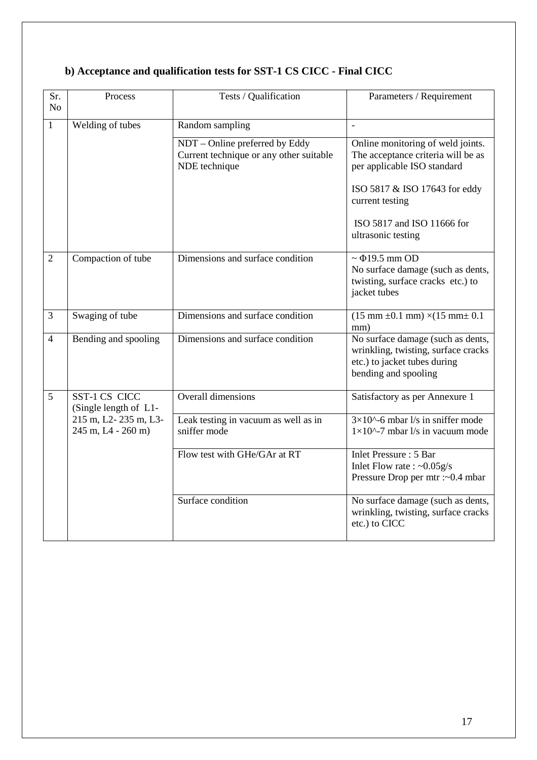**b) Acceptance and qualification tests for SST-1 CS CICC - Final CICC**

| Sr. No | Process | Tests / Qualification | Parameters / Requirement |
|---|---|---|---|
| 1 | Welding of tubes | Random sampling | - |
| | | NDT – Online preferred by Eddy Current technique or any other suitable NDE technique | Online monitoring of weld joints. The acceptance criteria will be as per applicable ISO standard<br><br>ISO 5817 & ISO 17643 for eddy current testing<br><br>ISO 5817 and ISO 11666 for ultrasonic testing |
| 2 | Compaction of tube | Dimensions and surface condition | ~ Φ19.5 mm OD<br>No surface damage (such as dents, twisting, surface cracks etc.) to jacket tubes |
| 3 | Swaging of tube | Dimensions and surface condition | (15 mm ±0.1 mm) ×(15 mm± 0.1 mm) |
| 4 | Bending and spooling | Dimensions and surface condition | No surface damage (such as dents, wrinkling, twisting, surface cracks etc.) to jacket tubes during bending and spooling |
| 5 | SST-1 CS CICC (Single length of L1- 215 m, L2- 235 m, L3- 245 m, L4 - 260 m) | Overall dimensions | Satisfactory as per Annexure 1 |
| | | Leak testing in vacuum as well as in sniffer mode | $3\times10^{-6}$ mbar l/s in sniffer mode<br>$1\times10^{-7}$ mbar l/s in vacuum mode |
| | | Flow test with GHe/GAr at RT | Inlet Pressure : 5 Bar<br>Inlet Flow rate : ~0.05g/s<br>Pressure Drop per mtr :~0.4 mbar |
| | | Surface condition | No surface damage (such as dents, wrinkling, twisting, surface cracks etc.) to CICC |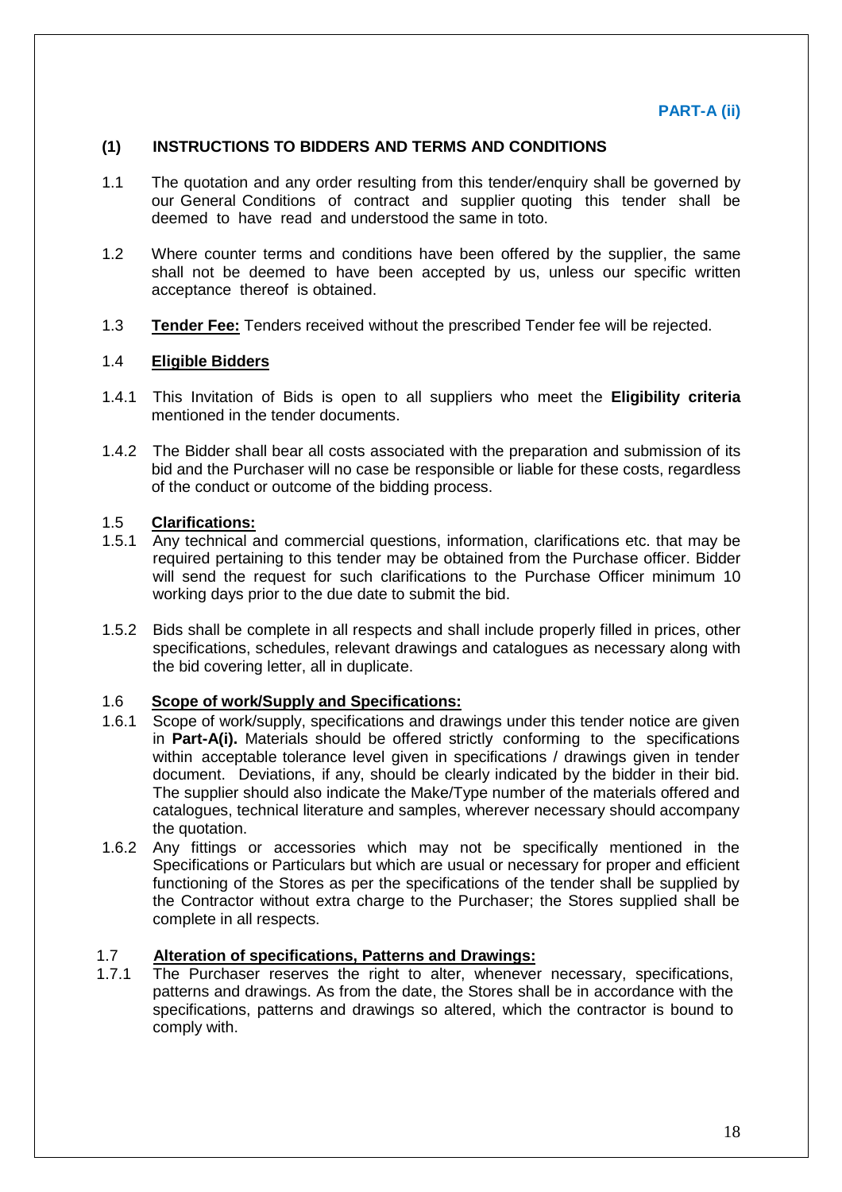**PART-A (ii)**

## (1) INSTRUCTIONS TO BIDDERS AND TERMS AND CONDITIONS

1.1 The quotation and any order resulting from this tender/enquiry shall be governed by our General Conditions of contract and supplier quoting this tender shall be deemed to have read and understood the same in toto.

1.2 Where counter terms and conditions have been offered by the supplier, the same shall not be deemed to have been accepted by us, unless our specific written acceptance thereof is obtained.

1.3 **Tender Fee:** Tenders received without the prescribed Tender fee will be rejected.

1.4 **Eligible Bidders**

1.4.1 This Invitation of Bids is open to all suppliers who meet the **Eligibility criteria** mentioned in the tender documents.

1.4.2 The Bidder shall bear all costs associated with the preparation and submission of its bid and the Purchaser will no case be responsible or liable for these costs, regardless of the conduct or outcome of the bidding process.

1.5 **Clarifications:**

1.5.1 Any technical and commercial questions, information, clarifications etc. that may be required pertaining to this tender may be obtained from the Purchase officer. Bidder will send the request for such clarifications to the Purchase Officer minimum 10 working days prior to the due date to submit the bid.

1.5.2 Bids shall be complete in all respects and shall include properly filled in prices, other specifications, schedules, relevant drawings and catalogues as necessary along with the bid covering letter, all in duplicate.

1.6 **Scope of work/Supply and Specifications:**

1.6.1 Scope of work/supply, specifications and drawings under this tender notice are given in **Part-A(i).** Materials should be offered strictly conforming to the specifications within acceptable tolerance level given in specifications / drawings given in tender document. Deviations, if any, should be clearly indicated by the bidder in their bid. The supplier should also indicate the Make/Type number of the materials offered and catalogues, technical literature and samples, wherever necessary should accompany the quotation.

1.6.2 Any fittings or accessories which may not be specifically mentioned in the Specifications or Particulars but which are usual or necessary for proper and efficient functioning of the Stores as per the specifications of the tender shall be supplied by the Contractor without extra charge to the Purchaser; the Stores supplied shall be complete in all respects.

1.7 **Alteration of specifications, Patterns and Drawings:**

1.7.1 The Purchaser reserves the right to alter, whenever necessary, specifications, patterns and drawings. As from the date, the Stores shall be in accordance with the specifications, patterns and drawings so altered, which the contractor is bound to comply with.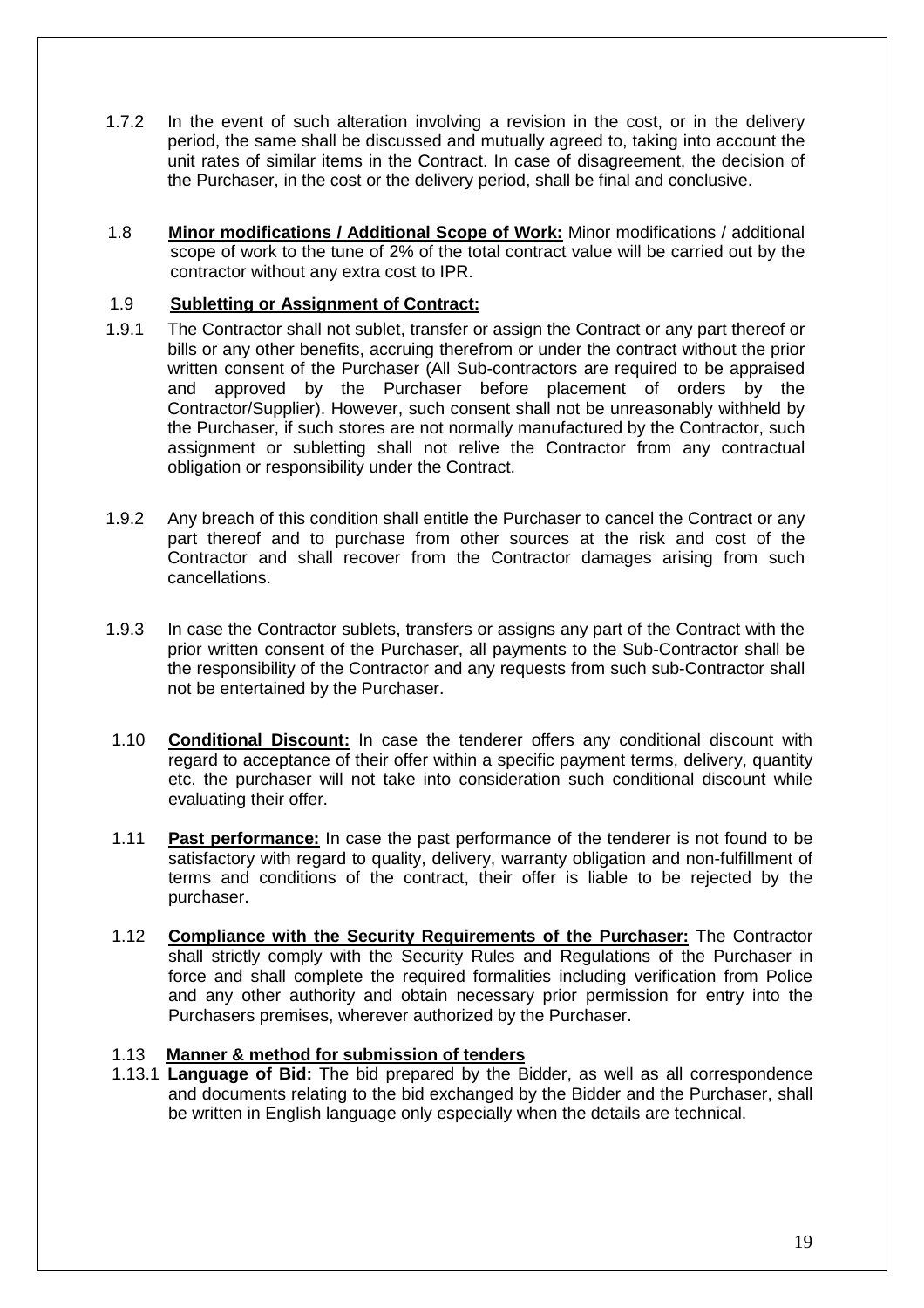1.7.2 In the event of such alteration involving a revision in the cost, or in the delivery period, the same shall be discussed and mutually agreed to, taking into account the unit rates of similar items in the Contract. In case of disagreement, the decision of the Purchaser, in the cost or the delivery period, shall be final and conclusive.

1.8 **Minor modifications / Additional Scope of Work:** Minor modifications / additional scope of work to the tune of 2% of the total contract value will be carried out by the contractor without any extra cost to IPR.

1.9 **Subletting or Assignment of Contract:**

1.9.1 The Contractor shall not sublet, transfer or assign the Contract or any part thereof or bills or any other benefits, accruing therefrom or under the contract without the prior written consent of the Purchaser (All Sub-contractors are required to be appraised and approved by the Purchaser before placement of orders by the Contractor/Supplier). However, such consent shall not be unreasonably withheld by the Purchaser, if such stores are not normally manufactured by the Contractor, such assignment or subletting shall not relive the Contractor from any contractual obligation or responsibility under the Contract.

1.9.2 Any breach of this condition shall entitle the Purchaser to cancel the Contract or any part thereof and to purchase from other sources at the risk and cost of the Contractor and shall recover from the Contractor damages arising from such cancellations.

1.9.3 In case the Contractor sublets, transfers or assigns any part of the Contract with the prior written consent of the Purchaser, all payments to the Sub-Contractor shall be the responsibility of the Contractor and any requests from such sub-Contractor shall not be entertained by the Purchaser.

1.10 **Conditional Discount:** In case the tenderer offers any conditional discount with regard to acceptance of their offer within a specific payment terms, delivery, quantity etc. the purchaser will not take into consideration such conditional discount while evaluating their offer.

1.11 **Past performance:** In case the past performance of the tenderer is not found to be satisfactory with regard to quality, delivery, warranty obligation and non-fulfillment of terms and conditions of the contract, their offer is liable to be rejected by the purchaser.

1.12 **Compliance with the Security Requirements of the Purchaser:** The Contractor shall strictly comply with the Security Rules and Regulations of the Purchaser in force and shall complete the required formalities including verification from Police and any other authority and obtain necessary prior permission for entry into the Purchasers premises, wherever authorized by the Purchaser.

1.13 **Manner & method for submission of tenders**

1.13.1 **Language of Bid:** The bid prepared by the Bidder, as well as all correspondence and documents relating to the bid exchanged by the Bidder and the Purchaser, shall be written in English language only especially when the details are technical.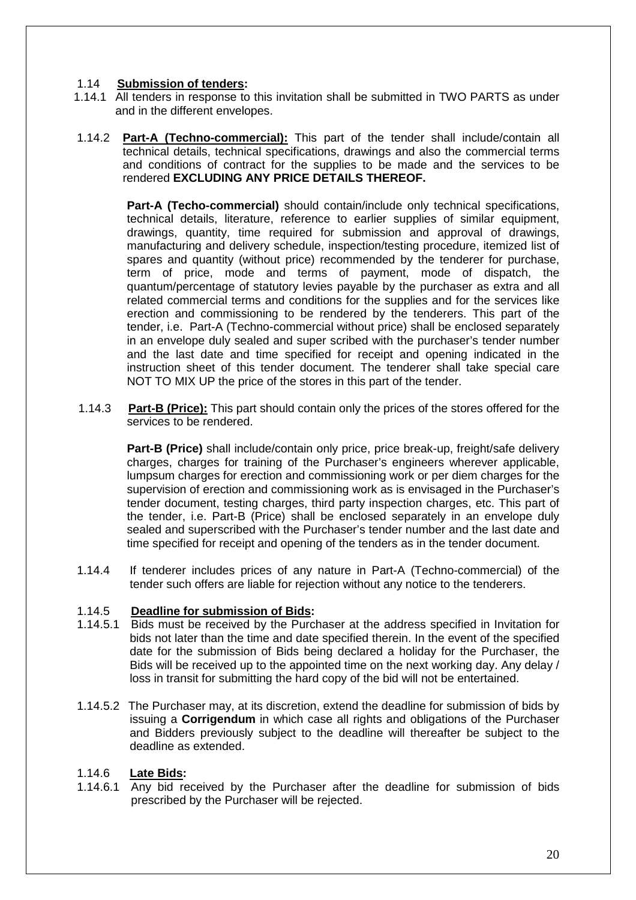1.14 **Submission of tenders:**

1.14.1 All tenders in response to this invitation shall be submitted in TWO PARTS as under and in the different envelopes.

1.14.2 **Part-A (Techno-commercial):** This part of the tender shall include/contain all technical details, technical specifications, drawings and also the commercial terms and conditions of contract for the supplies to be made and the services to be rendered **EXCLUDING ANY PRICE DETAILS THEREOF.**

**Part-A (Techo-commercial)** should contain/include only technical specifications, technical details, literature, reference to earlier supplies of similar equipment, drawings, quantity, time required for submission and approval of drawings, manufacturing and delivery schedule, inspection/testing procedure, itemized list of spares and quantity (without price) recommended by the tenderer for purchase, term of price, mode and terms of payment, mode of dispatch, the quantum/percentage of statutory levies payable by the purchaser as extra and all related commercial terms and conditions for the supplies and for the services like erection and commissioning to be rendered by the tenderers. This part of the tender, i.e. Part-A (Techno-commercial without price) shall be enclosed separately in an envelope duly sealed and super scribed with the purchaser's tender number and the last date and time specified for receipt and opening indicated in the instruction sheet of this tender document. The tenderer shall take special care NOT TO MIX UP the price of the stores in this part of the tender.

1.14.3 **Part-B (Price):** This part should contain only the prices of the stores offered for the services to be rendered.

**Part-B (Price)** shall include/contain only price, price break-up, freight/safe delivery charges, charges for training of the Purchaser's engineers wherever applicable, lumpsum charges for erection and commissioning work or per diem charges for the supervision of erection and commissioning work as is envisaged in the Purchaser's tender document, testing charges, third party inspection charges, etc. This part of the tender, i.e. Part-B (Price) shall be enclosed separately in an envelope duly sealed and superscribed with the Purchaser's tender number and the last date and time specified for receipt and opening of the tenders as in the tender document.

1.14.4 If tenderer includes prices of any nature in Part-A (Techno-commercial) of the tender such offers are liable for rejection without any notice to the tenderers.

1.14.5 **Deadline for submission of Bids:**

1.14.5.1 Bids must be received by the Purchaser at the address specified in Invitation for bids not later than the time and date specified therein. In the event of the specified date for the submission of Bids being declared a holiday for the Purchaser, the Bids will be received up to the appointed time on the next working day. Any delay / loss in transit for submitting the hard copy of the bid will not be entertained.

1.14.5.2 The Purchaser may, at its discretion, extend the deadline for submission of bids by issuing a **Corrigendum** in which case all rights and obligations of the Purchaser and Bidders previously subject to the deadline will thereafter be subject to the deadline as extended.

1.14.6 **Late Bids:**

1.14.6.1 Any bid received by the Purchaser after the deadline for submission of bids prescribed by the Purchaser will be rejected.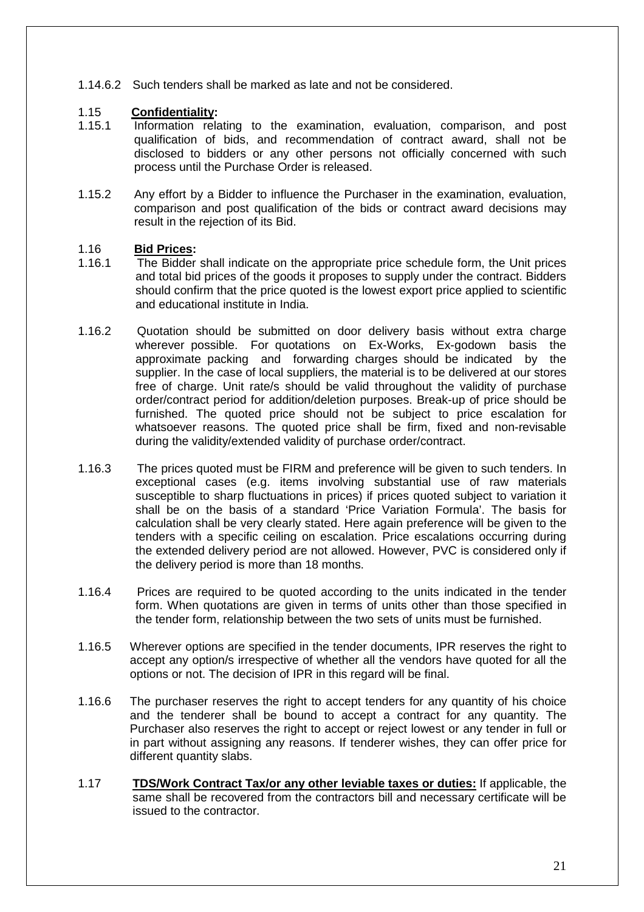1.14.6.2 Such tenders shall be marked as late and not be considered.

1.15 **Confidentiality:**

1.15.1 Information relating to the examination, evaluation, comparison, and post qualification of bids, and recommendation of contract award, shall not be disclosed to bidders or any other persons not officially concerned with such process until the Purchase Order is released.

1.15.2 Any effort by a Bidder to influence the Purchaser in the examination, evaluation, comparison and post qualification of the bids or contract award decisions may result in the rejection of its Bid.

1.16 **Bid Prices:**

1.16.1 The Bidder shall indicate on the appropriate price schedule form, the Unit prices and total bid prices of the goods it proposes to supply under the contract. Bidders should confirm that the price quoted is the lowest export price applied to scientific and educational institute in India.

1.16.2 Quotation should be submitted on door delivery basis without extra charge wherever possible. For quotations on Ex-Works, Ex-godown basis the approximate packing and forwarding charges should be indicated by the supplier. In the case of local suppliers, the material is to be delivered at our stores free of charge. Unit rate/s should be valid throughout the validity of purchase order/contract period for addition/deletion purposes. Break-up of price should be furnished. The quoted price should not be subject to price escalation for whatsoever reasons. The quoted price shall be firm, fixed and non-revisable during the validity/extended validity of purchase order/contract.

1.16.3 The prices quoted must be FIRM and preference will be given to such tenders. In exceptional cases (e.g. items involving substantial use of raw materials susceptible to sharp fluctuations in prices) if prices quoted subject to variation it shall be on the basis of a standard 'Price Variation Formula'. The basis for calculation shall be very clearly stated. Here again preference will be given to the tenders with a specific ceiling on escalation. Price escalations occurring during the extended delivery period are not allowed. However, PVC is considered only if the delivery period is more than 18 months.

1.16.4 Prices are required to be quoted according to the units indicated in the tender form. When quotations are given in terms of units other than those specified in the tender form, relationship between the two sets of units must be furnished.

1.16.5 Wherever options are specified in the tender documents, IPR reserves the right to accept any option/s irrespective of whether all the vendors have quoted for all the options or not. The decision of IPR in this regard will be final.

1.16.6 The purchaser reserves the right to accept tenders for any quantity of his choice and the tenderer shall be bound to accept a contract for any quantity. The Purchaser also reserves the right to accept or reject lowest or any tender in full or in part without assigning any reasons. If tenderer wishes, they can offer price for different quantity slabs.

1.17 **TDS/Work Contract Tax/or any other leviable taxes or duties:** If applicable, the same shall be recovered from the contractors bill and necessary certificate will be issued to the contractor.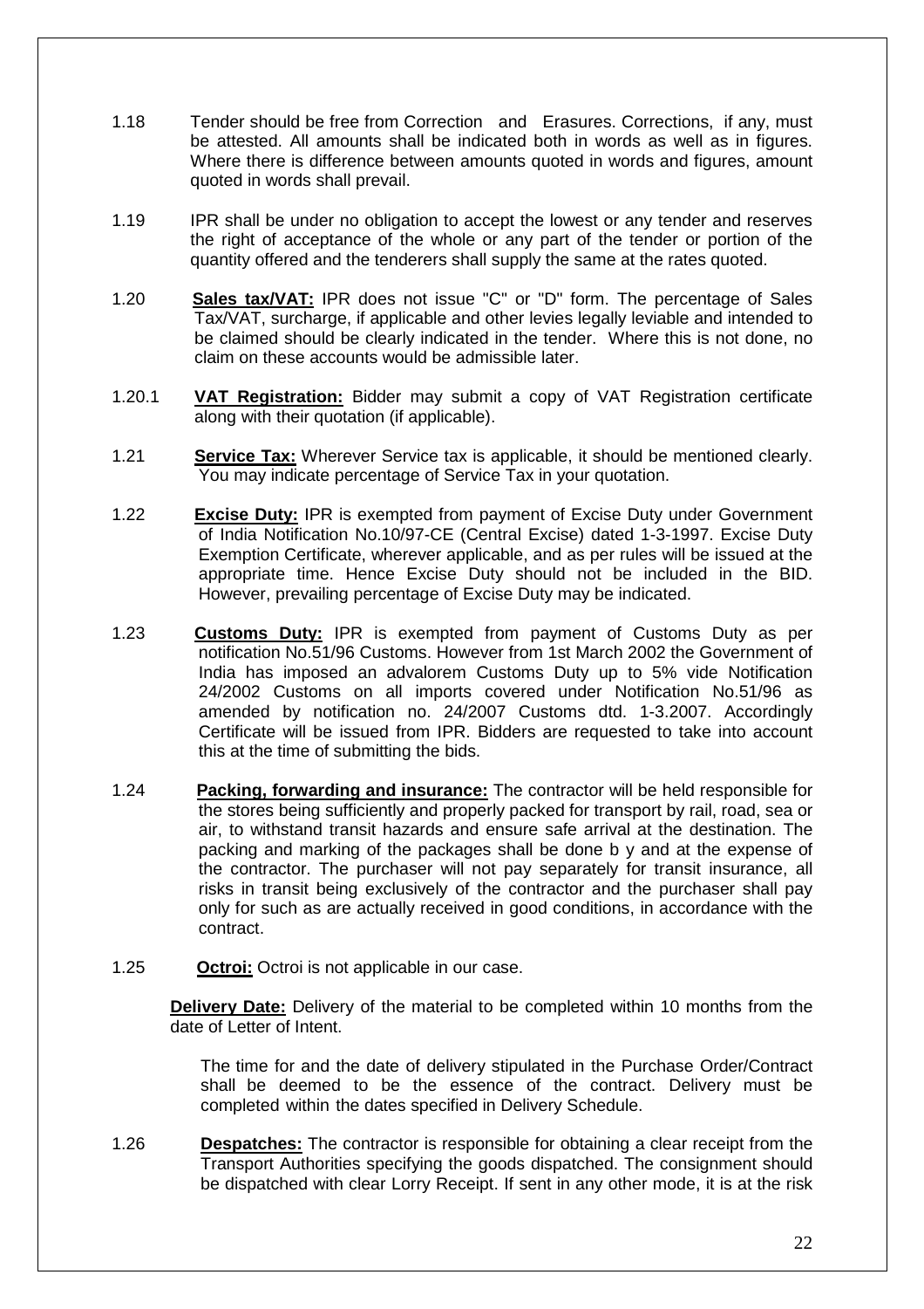1.18 Tender should be free from Correction and Erasures. Corrections, if any, must be attested. All amounts shall be indicated both in words as well as in figures. Where there is difference between amounts quoted in words and figures, amount quoted in words shall prevail.

1.19 IPR shall be under no obligation to accept the lowest or any tender and reserves the right of acceptance of the whole or any part of the tender or portion of the quantity offered and the tenderers shall supply the same at the rates quoted.

1.20 **Sales tax/VAT:** IPR does not issue "C" or "D" form. The percentage of Sales Tax/VAT, surcharge, if applicable and other levies legally leviable and intended to be claimed should be clearly indicated in the tender. Where this is not done, no claim on these accounts would be admissible later.

1.20.1 **VAT Registration:** Bidder may submit a copy of VAT Registration certificate along with their quotation (if applicable).

1.21 **Service Tax:** Wherever Service tax is applicable, it should be mentioned clearly. You may indicate percentage of Service Tax in your quotation.

1.22 **Excise Duty:** IPR is exempted from payment of Excise Duty under Government of India Notification No.10/97-CE (Central Excise) dated 1-3-1997. Excise Duty Exemption Certificate, wherever applicable, and as per rules will be issued at the appropriate time. Hence Excise Duty should not be included in the BID. However, prevailing percentage of Excise Duty may be indicated.

1.23 **Customs Duty:** IPR is exempted from payment of Customs Duty as per notification No.51/96 Customs. However from 1st March 2002 the Government of India has imposed an advalorem Customs Duty up to 5% vide Notification 24/2002 Customs on all imports covered under Notification No.51/96 as amended by notification no. 24/2007 Customs dtd. 1-3.2007. Accordingly Certificate will be issued from IPR. Bidders are requested to take into account this at the time of submitting the bids.

1.24 **Packing, forwarding and insurance:** The contractor will be held responsible for the stores being sufficiently and properly packed for transport by rail, road, sea or air, to withstand transit hazards and ensure safe arrival at the destination. The packing and marking of the packages shall be done b y and at the expense of the contractor. The purchaser will not pay separately for transit insurance, all risks in transit being exclusively of the contractor and the purchaser shall pay only for such as are actually received in good conditions, in accordance with the contract.

1.25 **Octroi:** Octroi is not applicable in our case.

**Delivery Date:** Delivery of the material to be completed within 10 months from the date of Letter of Intent.

The time for and the date of delivery stipulated in the Purchase Order/Contract shall be deemed to be the essence of the contract. Delivery must be completed within the dates specified in Delivery Schedule.

1.26 **Despatches:** The contractor is responsible for obtaining a clear receipt from the Transport Authorities specifying the goods dispatched. The consignment should be dispatched with clear Lorry Receipt. If sent in any other mode, it is at the risk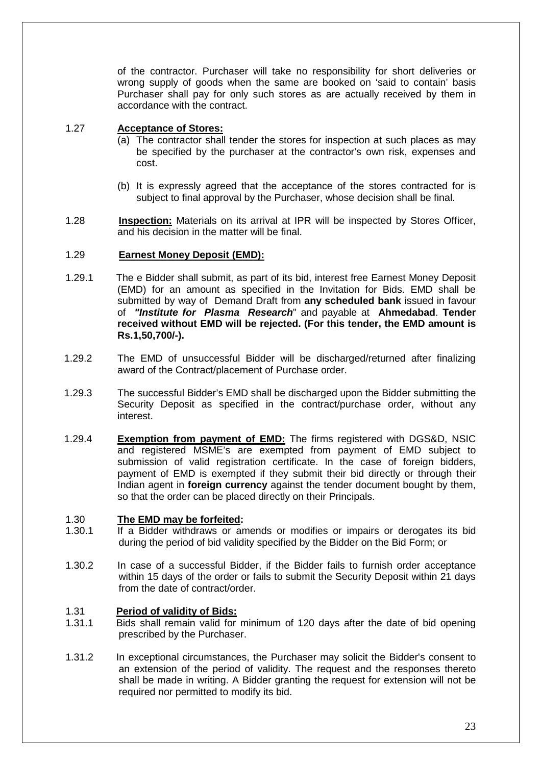of the contractor. Purchaser will take no responsibility for short deliveries or wrong supply of goods when the same are booked on 'said to contain' basis Purchaser shall pay for only such stores as are actually received by them in accordance with the contract.

1.27 **Acceptance of Stores:**

(a) The contractor shall tender the stores for inspection at such places as may be specified by the purchaser at the contractor's own risk, expenses and cost.

(b) It is expressly agreed that the acceptance of the stores contracted for is subject to final approval by the Purchaser, whose decision shall be final.

1.28 **Inspection:** Materials on its arrival at IPR will be inspected by Stores Officer, and his decision in the matter will be final.

1.29 **Earnest Money Deposit (EMD):**

1.29.1 The e Bidder shall submit, as part of its bid, interest free Earnest Money Deposit (EMD) for an amount as specified in the Invitation for Bids. EMD shall be submitted by way of Demand Draft from **any scheduled bank** issued in favour of ***"Institute for Plasma Research***" and payable at **Ahmedabad**. **Tender received without EMD will be rejected. (For this tender, the EMD amount is Rs.1,50,700/-).**

1.29.2 The EMD of unsuccessful Bidder will be discharged/returned after finalizing award of the Contract/placement of Purchase order.

1.29.3 The successful Bidder's EMD shall be discharged upon the Bidder submitting the Security Deposit as specified in the contract/purchase order, without any interest.

1.29.4 **Exemption from payment of EMD:** The firms registered with DGS&D, NSIC and registered MSME's are exempted from payment of EMD subject to submission of valid registration certificate. In the case of foreign bidders, payment of EMD is exempted if they submit their bid directly or through their Indian agent in **foreign currency** against the tender document bought by them, so that the order can be placed directly on their Principals.

1.30 **The EMD may be forfeited:**

1.30.1 If a Bidder withdraws or amends or modifies or impairs or derogates its bid during the period of bid validity specified by the Bidder on the Bid Form; or

1.30.2 In case of a successful Bidder, if the Bidder fails to furnish order acceptance within 15 days of the order or fails to submit the Security Deposit within 21 days from the date of contract/order.

1.31 **Period of validity of Bids:**

1.31.1 Bids shall remain valid for minimum of 120 days after the date of bid opening prescribed by the Purchaser.

1.31.2 In exceptional circumstances, the Purchaser may solicit the Bidder's consent to an extension of the period of validity. The request and the responses thereto shall be made in writing. A Bidder granting the request for extension will not be required nor permitted to modify its bid.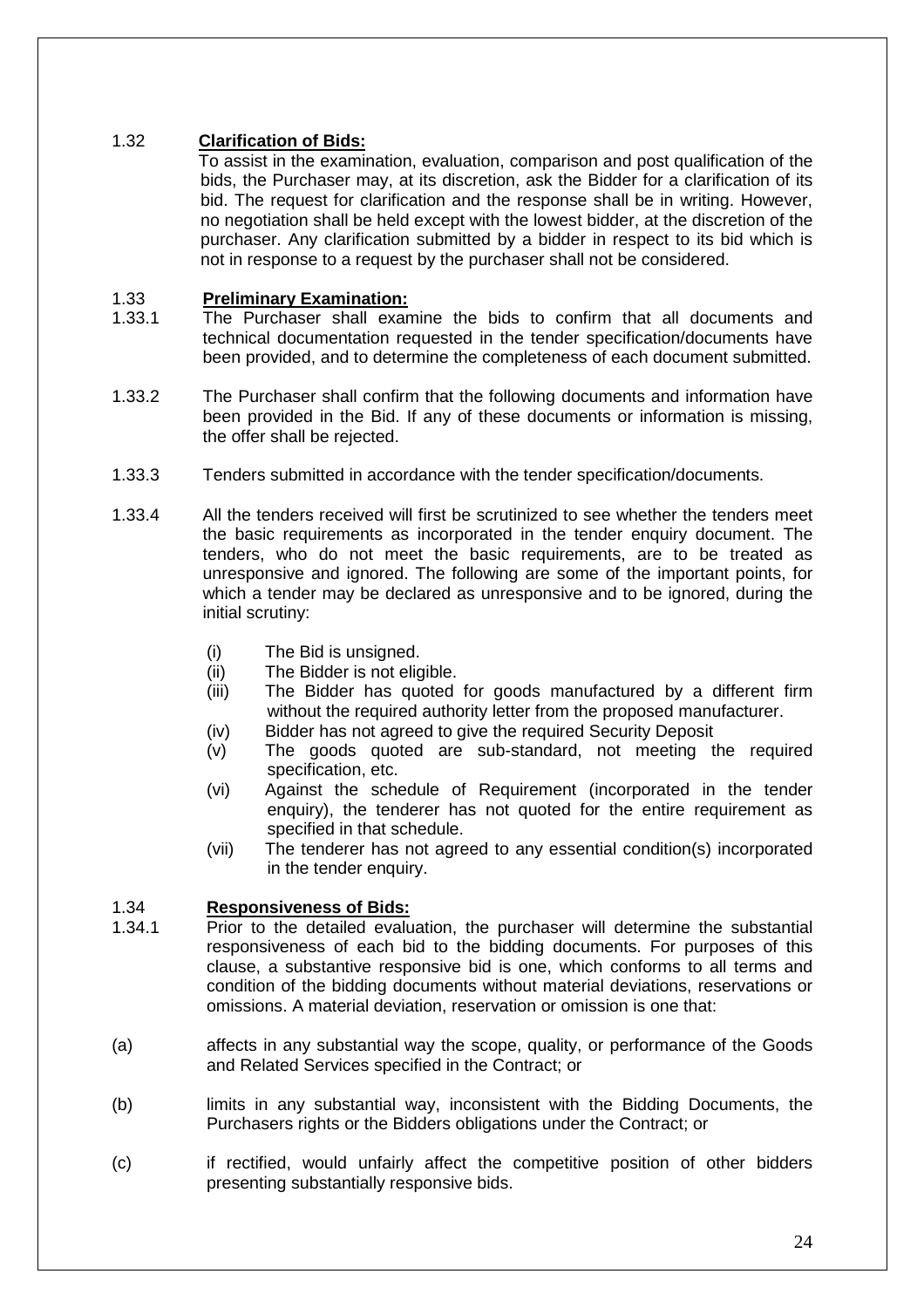### 1.32 **Clarification of Bids:**

To assist in the examination, evaluation, comparison and post qualification of the bids, the Purchaser may, at its discretion, ask the Bidder for a clarification of its bid. The request for clarification and the response shall be in writing. However, no negotiation shall be held except with the lowest bidder, at the discretion of the purchaser. Any clarification submitted by a bidder in respect to its bid which is not in response to a request by the purchaser shall not be considered.

### 1.33 **Preliminary Examination:**

1.33.1 The Purchaser shall examine the bids to confirm that all documents and technical documentation requested in the tender specification/documents have been provided, and to determine the completeness of each document submitted.

1.33.2 The Purchaser shall confirm that the following documents and information have been provided in the Bid. If any of these documents or information is missing, the offer shall be rejected.

1.33.3 Tenders submitted in accordance with the tender specification/documents.

1.33.4 All the tenders received will first be scrutinized to see whether the tenders meet the basic requirements as incorporated in the tender enquiry document. The tenders, who do not meet the basic requirements, are to be treated as unresponsive and ignored. The following are some of the important points, for which a tender may be declared as unresponsive and to be ignored, during the initial scrutiny:

- (i) The Bid is unsigned.
- (ii) The Bidder is not eligible.
- (iii) The Bidder has quoted for goods manufactured by a different firm without the required authority letter from the proposed manufacturer.
- (iv) Bidder has not agreed to give the required Security Deposit
- (v) The goods quoted are sub-standard, not meeting the required specification, etc.
- (vi) Against the schedule of Requirement (incorporated in the tender enquiry), the tenderer has not quoted for the entire requirement as specified in that schedule.
- (vii) The tenderer has not agreed to any essential condition(s) incorporated in the tender enquiry.

### 1.34 **Responsiveness of Bids:**

1.34.1 Prior to the detailed evaluation, the purchaser will determine the substantial responsiveness of each bid to the bidding documents. For purposes of this clause, a substantive responsive bid is one, which conforms to all terms and condition of the bidding documents without material deviations, reservations or omissions. A material deviation, reservation or omission is one that:

(a) affects in any substantial way the scope, quality, or performance of the Goods and Related Services specified in the Contract; or

(b) limits in any substantial way, inconsistent with the Bidding Documents, the Purchasers rights or the Bidders obligations under the Contract; or

(c) if rectified, would unfairly affect the competitive position of other bidders presenting substantially responsive bids.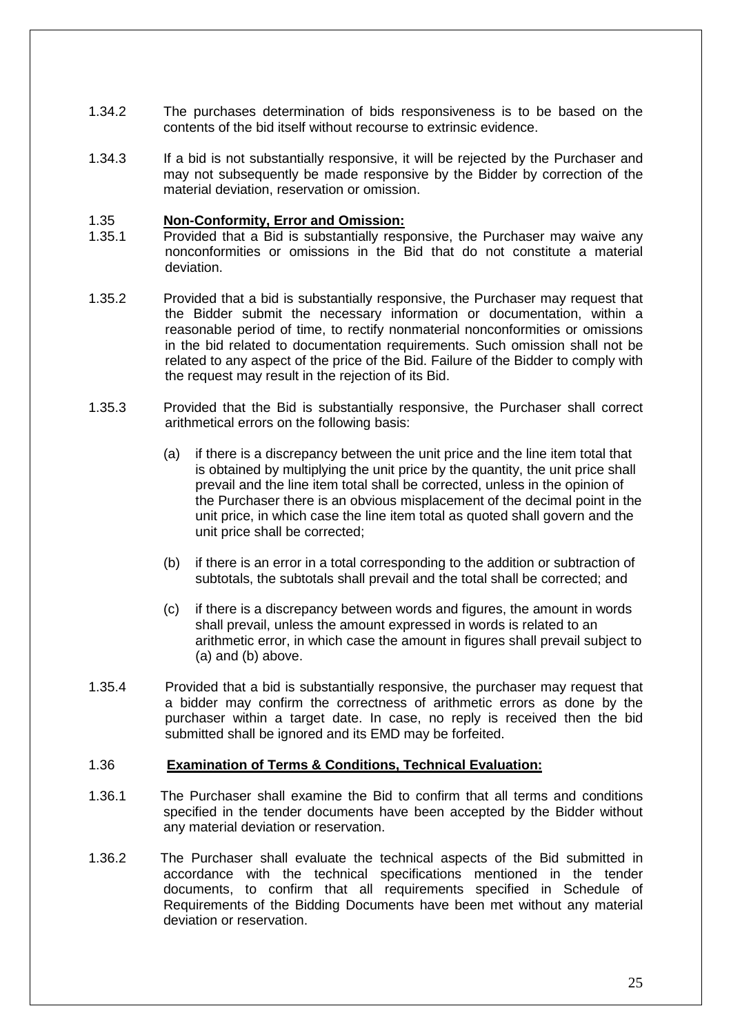1.34.2 The purchases determination of bids responsiveness is to be based on the contents of the bid itself without recourse to extrinsic evidence.

1.34.3 If a bid is not substantially responsive, it will be rejected by the Purchaser and may not subsequently be made responsive by the Bidder by correction of the material deviation, reservation or omission.

1.35 **Non-Conformity, Error and Omission:**

1.35.1 Provided that a Bid is substantially responsive, the Purchaser may waive any nonconformities or omissions in the Bid that do not constitute a material deviation.

1.35.2 Provided that a bid is substantially responsive, the Purchaser may request that the Bidder submit the necessary information or documentation, within a reasonable period of time, to rectify nonmaterial nonconformities or omissions in the bid related to documentation requirements. Such omission shall not be related to any aspect of the price of the Bid. Failure of the Bidder to comply with the request may result in the rejection of its Bid.

1.35.3 Provided that the Bid is substantially responsive, the Purchaser shall correct arithmetical errors on the following basis:

(a) if there is a discrepancy between the unit price and the line item total that is obtained by multiplying the unit price by the quantity, the unit price shall prevail and the line item total shall be corrected, unless in the opinion of the Purchaser there is an obvious misplacement of the decimal point in the unit price, in which case the line item total as quoted shall govern and the unit price shall be corrected;

(b) if there is an error in a total corresponding to the addition or subtraction of subtotals, the subtotals shall prevail and the total shall be corrected; and

(c) if there is a discrepancy between words and figures, the amount in words shall prevail, unless the amount expressed in words is related to an arithmetic error, in which case the amount in figures shall prevail subject to (a) and (b) above.

1.35.4 Provided that a bid is substantially responsive, the purchaser may request that a bidder may confirm the correctness of arithmetic errors as done by the purchaser within a target date. In case, no reply is received then the bid submitted shall be ignored and its EMD may be forfeited.

1.36 **Examination of Terms & Conditions, Technical Evaluation:**

1.36.1 The Purchaser shall examine the Bid to confirm that all terms and conditions specified in the tender documents have been accepted by the Bidder without any material deviation or reservation.

1.36.2 The Purchaser shall evaluate the technical aspects of the Bid submitted in accordance with the technical specifications mentioned in the tender documents, to confirm that all requirements specified in Schedule of Requirements of the Bidding Documents have been met without any material deviation or reservation.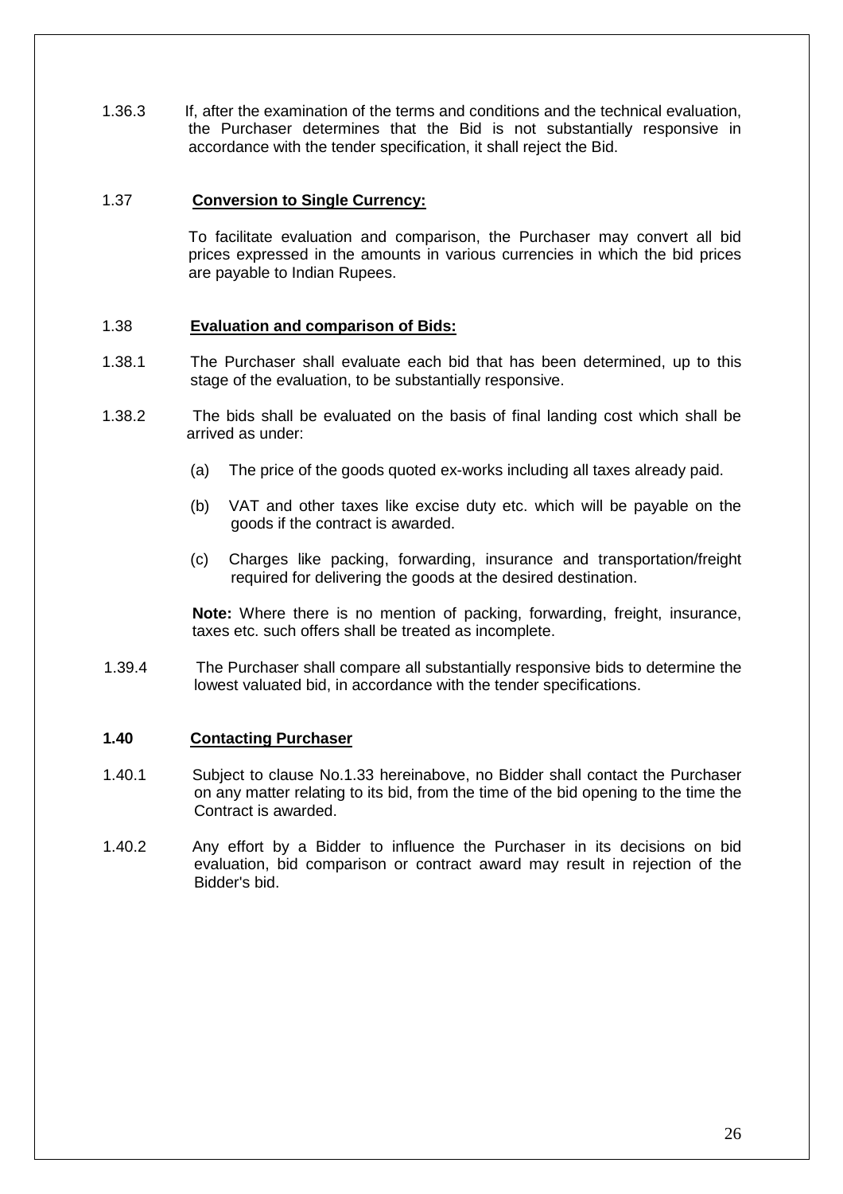1.36.3 If, after the examination of the terms and conditions and the technical evaluation, the Purchaser determines that the Bid is not substantially responsive in accordance with the tender specification, it shall reject the Bid.

1.37 **Conversion to Single Currency:**

To facilitate evaluation and comparison, the Purchaser may convert all bid prices expressed in the amounts in various currencies in which the bid prices are payable to Indian Rupees.

1.38 **Evaluation and comparison of Bids:**

1.38.1 The Purchaser shall evaluate each bid that has been determined, up to this stage of the evaluation, to be substantially responsive.

1.38.2 The bids shall be evaluated on the basis of final landing cost which shall be arrived as under:

(a) The price of the goods quoted ex-works including all taxes already paid.

(b) VAT and other taxes like excise duty etc. which will be payable on the goods if the contract is awarded.

(c) Charges like packing, forwarding, insurance and transportation/freight required for delivering the goods at the desired destination.

**Note:** Where there is no mention of packing, forwarding, freight, insurance, taxes etc. such offers shall be treated as incomplete.

1.39.4 The Purchaser shall compare all substantially responsive bids to determine the lowest valuated bid, in accordance with the tender specifications.

**1.40 Contacting Purchaser**

1.40.1 Subject to clause No.1.33 hereinabove, no Bidder shall contact the Purchaser on any matter relating to its bid, from the time of the bid opening to the time the Contract is awarded.

1.40.2 Any effort by a Bidder to influence the Purchaser in its decisions on bid evaluation, bid comparison or contract award may result in rejection of the Bidder's bid.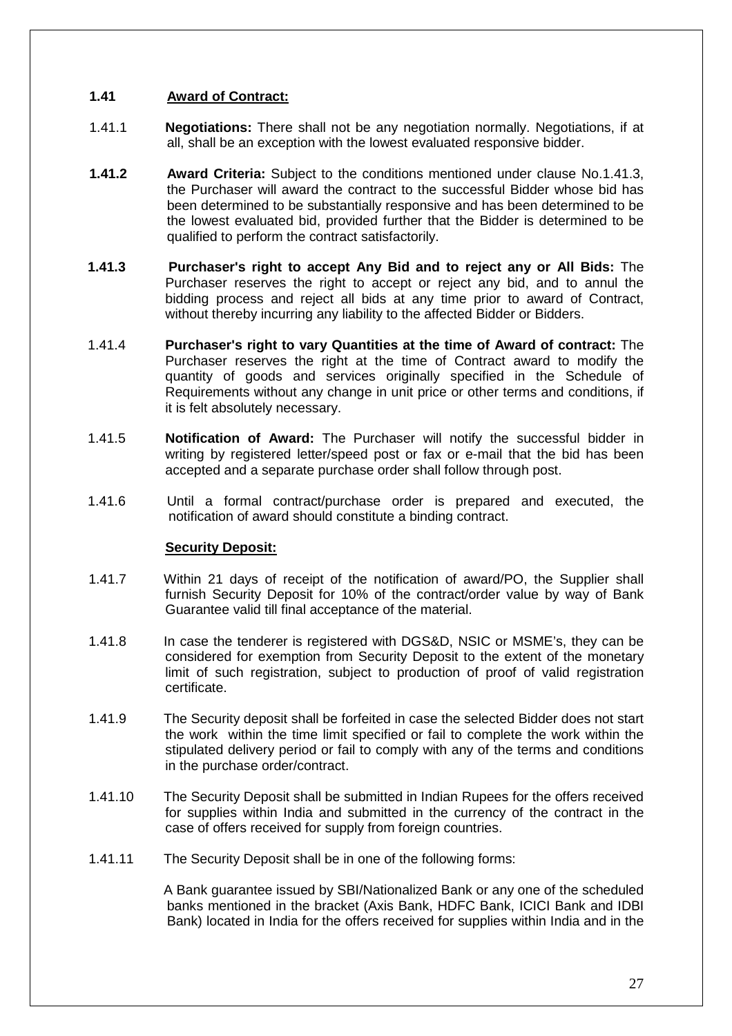### 1.41 Award of Contract:

1.41.1 **Negotiations:** There shall not be any negotiation normally. Negotiations, if at all, shall be an exception with the lowest evaluated responsive bidder.

**1.41.2** **Award Criteria:** Subject to the conditions mentioned under clause No.1.41.3, the Purchaser will award the contract to the successful Bidder whose bid has been determined to be substantially responsive and has been determined to be the lowest evaluated bid, provided further that the Bidder is determined to be qualified to perform the contract satisfactorily.

**1.41.3** **Purchaser's right to accept Any Bid and to reject any or All Bids:** The Purchaser reserves the right to accept or reject any bid, and to annul the bidding process and reject all bids at any time prior to award of Contract, without thereby incurring any liability to the affected Bidder or Bidders.

1.41.4 **Purchaser's right to vary Quantities at the time of Award of contract:** The Purchaser reserves the right at the time of Contract award to modify the quantity of goods and services originally specified in the Schedule of Requirements without any change in unit price or other terms and conditions, if it is felt absolutely necessary.

1.41.5 **Notification of Award:** The Purchaser will notify the successful bidder in writing by registered letter/speed post or fax or e-mail that the bid has been accepted and a separate purchase order shall follow through post.

1.41.6 Until a formal contract/purchase order is prepared and executed, the notification of award should constitute a binding contract.

**Security Deposit:**

1.41.7 Within 21 days of receipt of the notification of award/PO, the Supplier shall furnish Security Deposit for 10% of the contract/order value by way of Bank Guarantee valid till final acceptance of the material.

1.41.8 In case the tenderer is registered with DGS&D, NSIC or MSME's, they can be considered for exemption from Security Deposit to the extent of the monetary limit of such registration, subject to production of proof of valid registration certificate.

1.41.9 The Security deposit shall be forfeited in case the selected Bidder does not start the work within the time limit specified or fail to complete the work within the stipulated delivery period or fail to comply with any of the terms and conditions in the purchase order/contract.

1.41.10 The Security Deposit shall be submitted in Indian Rupees for the offers received for supplies within India and submitted in the currency of the contract in the case of offers received for supply from foreign countries.

1.41.11 The Security Deposit shall be in one of the following forms:

A Bank guarantee issued by SBI/Nationalized Bank or any one of the scheduled banks mentioned in the bracket (Axis Bank, HDFC Bank, ICICI Bank and IDBI Bank) located in India for the offers received for supplies within India and in the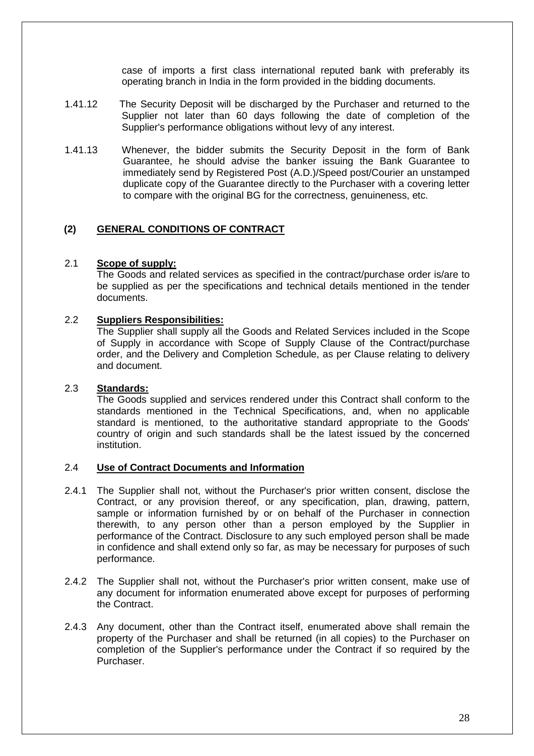case of imports a first class international reputed bank with preferably its operating branch in India in the form provided in the bidding documents.

1.41.12 The Security Deposit will be discharged by the Purchaser and returned to the Supplier not later than 60 days following the date of completion of the Supplier's performance obligations without levy of any interest.

1.41.13 Whenever, the bidder submits the Security Deposit in the form of Bank Guarantee, he should advise the banker issuing the Bank Guarantee to immediately send by Registered Post (A.D.)/Speed post/Courier an unstamped duplicate copy of the Guarantee directly to the Purchaser with a covering letter to compare with the original BG for the correctness, genuineness, etc.

## (2) GENERAL CONDITIONS OF CONTRACT

### 2.1 Scope of supply:

The Goods and related services as specified in the contract/purchase order is/are to be supplied as per the specifications and technical details mentioned in the tender documents.

### 2.2 Suppliers Responsibilities:

The Supplier shall supply all the Goods and Related Services included in the Scope of Supply in accordance with Scope of Supply Clause of the Contract/purchase order, and the Delivery and Completion Schedule, as per Clause relating to delivery and document.

### 2.3 Standards:

The Goods supplied and services rendered under this Contract shall conform to the standards mentioned in the Technical Specifications, and, when no applicable standard is mentioned, to the authoritative standard appropriate to the Goods' country of origin and such standards shall be the latest issued by the concerned institution.

### 2.4 Use of Contract Documents and Information

2.4.1 The Supplier shall not, without the Purchaser's prior written consent, disclose the Contract, or any provision thereof, or any specification, plan, drawing, pattern, sample or information furnished by or on behalf of the Purchaser in connection therewith, to any person other than a person employed by the Supplier in performance of the Contract. Disclosure to any such employed person shall be made in confidence and shall extend only so far, as may be necessary for purposes of such performance.

2.4.2 The Supplier shall not, without the Purchaser's prior written consent, make use of any document for information enumerated above except for purposes of performing the Contract.

2.4.3 Any document, other than the Contract itself, enumerated above shall remain the property of the Purchaser and shall be returned (in all copies) to the Purchaser on completion of the Supplier's performance under the Contract if so required by the Purchaser.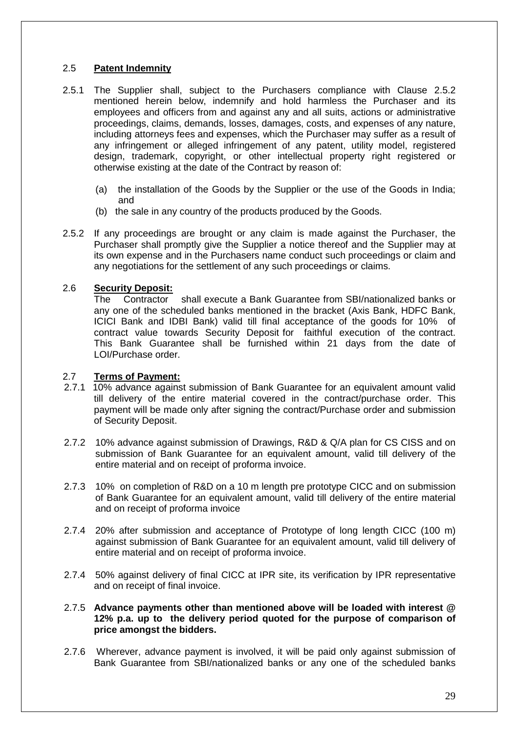## 2.5 **Patent Indemnity**

2.5.1 The Supplier shall, subject to the Purchasers compliance with Clause 2.5.2 mentioned herein below, indemnify and hold harmless the Purchaser and its employees and officers from and against any and all suits, actions or administrative proceedings, claims, demands, losses, damages, costs, and expenses of any nature, including attorneys fees and expenses, which the Purchaser may suffer as a result of any infringement or alleged infringement of any patent, utility model, registered design, trademark, copyright, or other intellectual property right registered or otherwise existing at the date of the Contract by reason of:

(a) the installation of the Goods by the Supplier or the use of the Goods in India; and

(b) the sale in any country of the products produced by the Goods.

2.5.2 If any proceedings are brought or any claim is made against the Purchaser, the Purchaser shall promptly give the Supplier a notice thereof and the Supplier may at its own expense and in the Purchasers name conduct such proceedings or claim and any negotiations for the settlement of any such proceedings or claims.

## 2.6 **Security Deposit:**

The Contractor shall execute a Bank Guarantee from SBI/nationalized banks or any one of the scheduled banks mentioned in the bracket (Axis Bank, HDFC Bank, ICICI Bank and IDBI Bank) valid till final acceptance of the goods for 10% of contract value towards Security Deposit for faithful execution of the contract. This Bank Guarantee shall be furnished within 21 days from the date of LOI/Purchase order.

## 2.7 **Terms of Payment:**

2.7.1 10% advance against submission of Bank Guarantee for an equivalent amount valid till delivery of the entire material covered in the contract/purchase order. This payment will be made only after signing the contract/Purchase order and submission of Security Deposit.

2.7.2 10% advance against submission of Drawings, R&D & Q/A plan for CS CISS and on submission of Bank Guarantee for an equivalent amount, valid till delivery of the entire material and on receipt of proforma invoice.

2.7.3 10% on completion of R&D on a 10 m length pre prototype CICC and on submission of Bank Guarantee for an equivalent amount, valid till delivery of the entire material and on receipt of proforma invoice

2.7.4 20% after submission and acceptance of Prototype of long length CICC (100 m) against submission of Bank Guarantee for an equivalent amount, valid till delivery of entire material and on receipt of proforma invoice.

2.7.4 50% against delivery of final CICC at IPR site, its verification by IPR representative and on receipt of final invoice.

2.7.5 **Advance payments other than mentioned above will be loaded with interest @ 12% p.a. up to the delivery period quoted for the purpose of comparison of price amongst the bidders.**

2.7.6 Wherever, advance payment is involved, it will be paid only against submission of Bank Guarantee from SBI/nationalized banks or any one of the scheduled banks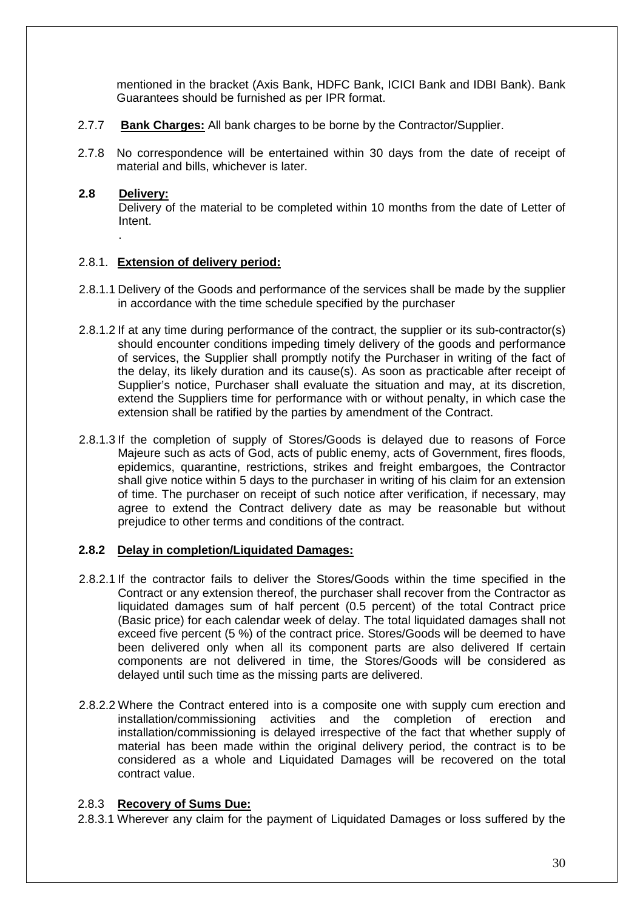mentioned in the bracket (Axis Bank, HDFC Bank, ICICI Bank and IDBI Bank). Bank Guarantees should be furnished as per IPR format.

2.7.7 **Bank Charges:** All bank charges to be borne by the Contractor/Supplier.

2.7.8 No correspondence will be entertained within 30 days from the date of receipt of material and bills, whichever is later.

**2.8 Delivery:**

Delivery of the material to be completed within 10 months from the date of Letter of Intent.

.

2.8.1. **Extension of delivery period:**

2.8.1.1 Delivery of the Goods and performance of the services shall be made by the supplier in accordance with the time schedule specified by the purchaser

2.8.1.2 If at any time during performance of the contract, the supplier or its sub-contractor(s) should encounter conditions impeding timely delivery of the goods and performance of services, the Supplier shall promptly notify the Purchaser in writing of the fact of the delay, its likely duration and its cause(s). As soon as practicable after receipt of Supplier's notice, Purchaser shall evaluate the situation and may, at its discretion, extend the Suppliers time for performance with or without penalty, in which case the extension shall be ratified by the parties by amendment of the Contract.

2.8.1.3 If the completion of supply of Stores/Goods is delayed due to reasons of Force Majeure such as acts of God, acts of public enemy, acts of Government, fires floods, epidemics, quarantine, restrictions, strikes and freight embargoes, the Contractor shall give notice within 5 days to the purchaser in writing of his claim for an extension of time. The purchaser on receipt of such notice after verification, if necessary, may agree to extend the Contract delivery date as may be reasonable but without prejudice to other terms and conditions of the contract.

**2.8.2 Delay in completion/Liquidated Damages:**

2.8.2.1 If the contractor fails to deliver the Stores/Goods within the time specified in the Contract or any extension thereof, the purchaser shall recover from the Contractor as liquidated damages sum of half percent (0.5 percent) of the total Contract price (Basic price) for each calendar week of delay. The total liquidated damages shall not exceed five percent (5 %) of the contract price. Stores/Goods will be deemed to have been delivered only when all its component parts are also delivered If certain components are not delivered in time, the Stores/Goods will be considered as delayed until such time as the missing parts are delivered.

2.8.2.2 Where the Contract entered into is a composite one with supply cum erection and installation/commissioning activities and the completion of erection and installation/commissioning is delayed irrespective of the fact that whether supply of material has been made within the original delivery period, the contract is to be considered as a whole and Liquidated Damages will be recovered on the total contract value.

2.8.3 **Recovery of Sums Due:**

2.8.3.1 Wherever any claim for the payment of Liquidated Damages or loss suffered by the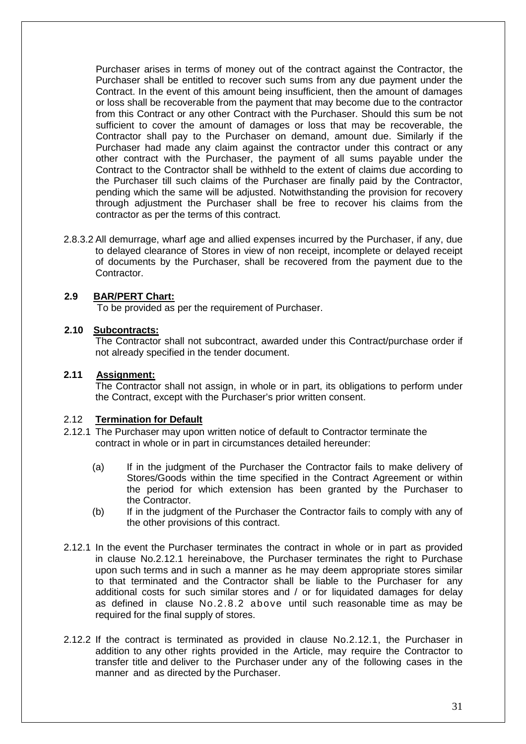Purchaser arises in terms of money out of the contract against the Contractor, the Purchaser shall be entitled to recover such sums from any due payment under the Contract. In the event of this amount being insufficient, then the amount of damages or loss shall be recoverable from the payment that may become due to the contractor from this Contract or any other Contract with the Purchaser. Should this sum be not sufficient to cover the amount of damages or loss that may be recoverable, the Contractor shall pay to the Purchaser on demand, amount due. Similarly if the Purchaser had made any claim against the contractor under this contract or any other contract with the Purchaser, the payment of all sums payable under the Contract to the Contractor shall be withheld to the extent of claims due according to the Purchaser till such claims of the Purchaser are finally paid by the Contractor, pending which the same will be adjusted. Notwithstanding the provision for recovery through adjustment the Purchaser shall be free to recover his claims from the contractor as per the terms of this contract.

2.8.3.2 All demurrage, wharf age and allied expenses incurred by the Purchaser, if any, due to delayed clearance of Stores in view of non receipt, incomplete or delayed receipt of documents by the Purchaser, shall be recovered from the payment due to the Contractor.

**2.9 BAR/PERT Chart:**

To be provided as per the requirement of Purchaser.

**2.10 Subcontracts:**

The Contractor shall not subcontract, awarded under this Contract/purchase order if not already specified in the tender document.

**2.11 Assignment:**

The Contractor shall not assign, in whole or in part, its obligations to perform under the Contract, except with the Purchaser's prior written consent.

2.12 **Termination for Default**

2.12.1 The Purchaser may upon written notice of default to Contractor terminate the contract in whole or in part in circumstances detailed hereunder:

(a) If in the judgment of the Purchaser the Contractor fails to make delivery of Stores/Goods within the time specified in the Contract Agreement or within the period for which extension has been granted by the Purchaser to the Contractor.

(b) If in the judgment of the Purchaser the Contractor fails to comply with any of the other provisions of this contract.

2.12.1 In the event the Purchaser terminates the contract in whole or in part as provided in clause No.2.12.1 hereinabove, the Purchaser terminates the right to Purchase upon such terms and in such a manner as he may deem appropriate stores similar to that terminated and the Contractor shall be liable to the Purchaser for any additional costs for such similar stores and / or for liquidated damages for delay as defined in clause No.2.8.2 above until such reasonable time as may be required for the final supply of stores.

2.12.2 If the contract is terminated as provided in clause No.2.12.1, the Purchaser in addition to any other rights provided in the Article, may require the Contractor to transfer title and deliver to the Purchaser under any of the following cases in the manner and as directed by the Purchaser.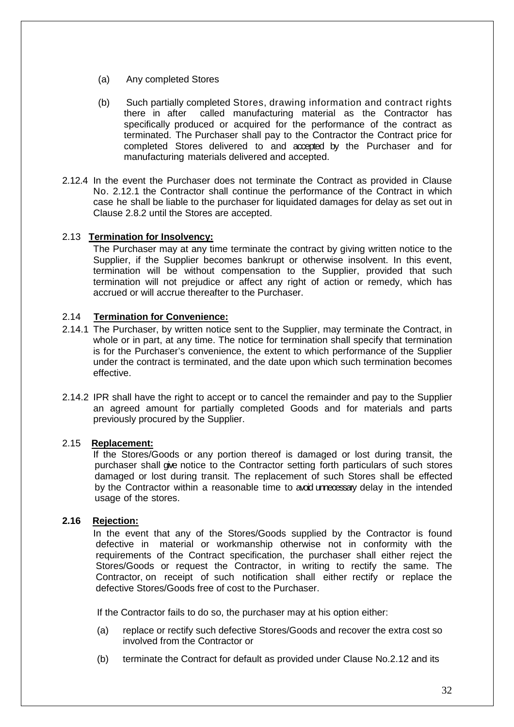(a) Any completed Stores

(b) Such partially completed Stores, drawing information and contract rights there in after called manufacturing material as the Contractor has specifically produced or acquired for the performance of the contract as terminated. The Purchaser shall pay to the Contractor the Contract price for completed Stores delivered to and accepted by the Purchaser and for manufacturing materials delivered and accepted.

2.12.4 In the event the Purchaser does not terminate the Contract as provided in Clause No. 2.12.1 the Contractor shall continue the performance of the Contract in which case he shall be liable to the purchaser for liquidated damages for delay as set out in Clause 2.8.2 until the Stores are accepted.

2.13 **Termination for Insolvency:**

The Purchaser may at any time terminate the contract by giving written notice to the Supplier, if the Supplier becomes bankrupt or otherwise insolvent. In this event, termination will be without compensation to the Supplier, provided that such termination will not prejudice or affect any right of action or remedy, which has accrued or will accrue thereafter to the Purchaser.

2.14 **Termination for Convenience:**

2.14.1 The Purchaser, by written notice sent to the Supplier, may terminate the Contract, in whole or in part, at any time. The notice for termination shall specify that termination is for the Purchaser's convenience, the extent to which performance of the Supplier under the contract is terminated, and the date upon which such termination becomes effective.

2.14.2 IPR shall have the right to accept or to cancel the remainder and pay to the Supplier an agreed amount for partially completed Goods and for materials and parts previously procured by the Supplier.

2.15 **Replacement:**

If the Stores/Goods or any portion thereof is damaged or lost during transit, the purchaser shall give notice to the Contractor setting forth particulars of such stores damaged or lost during transit. The replacement of such Stores shall be effected by the Contractor within a reasonable time to avoid unnecessary delay in the intended usage of the stores.

**2.16 Rejection:**

In the event that any of the Stores/Goods supplied by the Contractor is found defective in material or workmanship otherwise not in conformity with the requirements of the Contract specification, the purchaser shall either reject the Stores/Goods or request the Contractor, in writing to rectify the same. The Contractor, on receipt of such notification shall either rectify or replace the defective Stores/Goods free of cost to the Purchaser.

If the Contractor fails to do so, the purchaser may at his option either:

(a) replace or rectify such defective Stores/Goods and recover the extra cost so involved from the Contractor or

(b) terminate the Contract for default as provided under Clause No.2.12 and its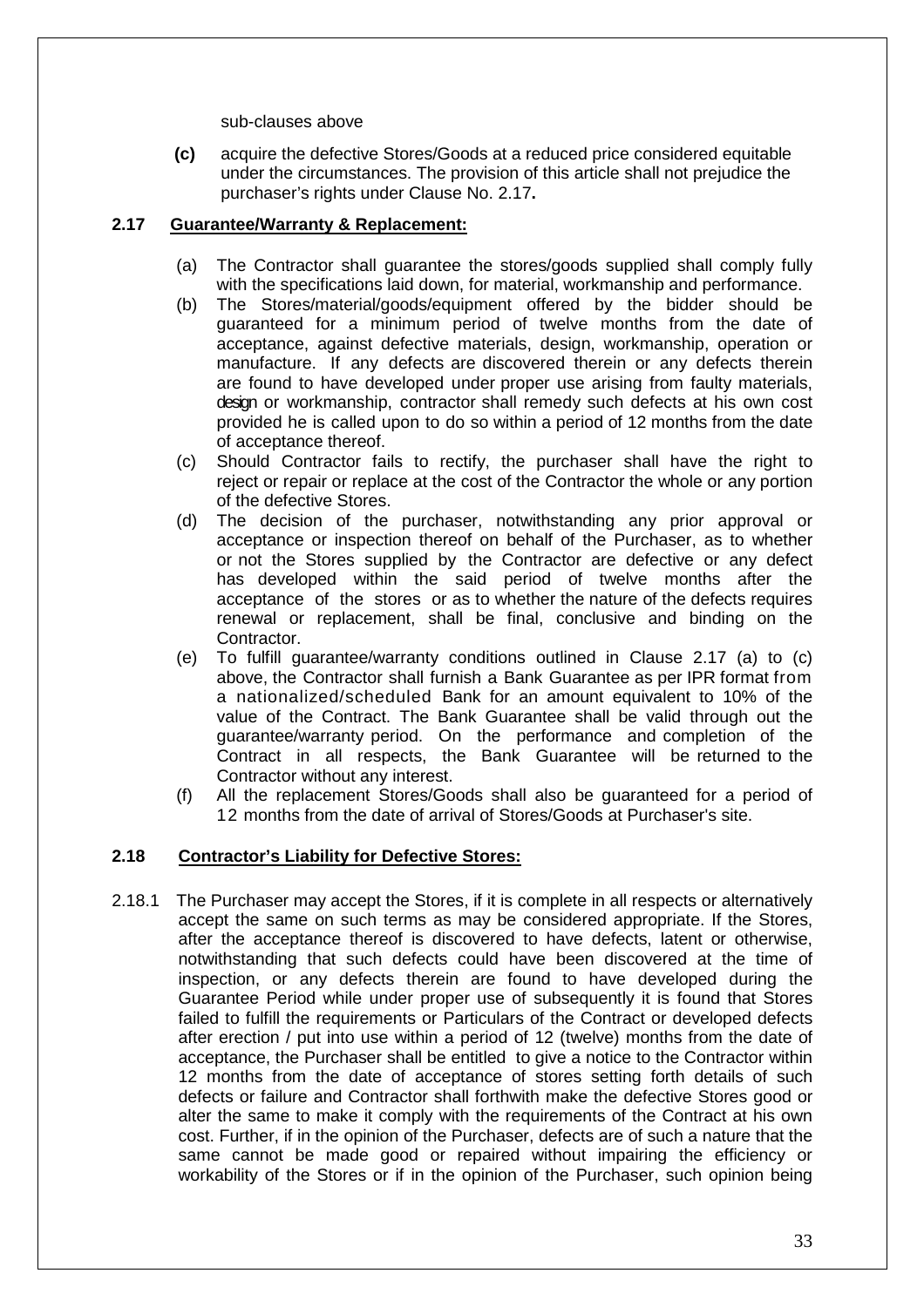sub-clauses above

**(c)** acquire the defective Stores/Goods at a reduced price considered equitable under the circumstances. The provision of this article shall not prejudice the purchaser's rights under Clause No. 2.17**.**

### 2.17 Guarantee/Warranty & Replacement:

(a) The Contractor shall guarantee the stores/goods supplied shall comply fully with the specifications laid down, for material, workmanship and performance.

(b) The Stores/material/goods/equipment offered by the bidder should be guaranteed for a minimum period of twelve months from the date of acceptance, against defective materials, design, workmanship, operation or manufacture. If any defects are discovered therein or any defects therein are found to have developed under proper use arising from faulty materials, design or workmanship, contractor shall remedy such defects at his own cost provided he is called upon to do so within a period of 12 months from the date of acceptance thereof.

(c) Should Contractor fails to rectify, the purchaser shall have the right to reject or repair or replace at the cost of the Contractor the whole or any portion of the defective Stores.

(d) The decision of the purchaser, notwithstanding any prior approval or acceptance or inspection thereof on behalf of the Purchaser, as to whether or not the Stores supplied by the Contractor are defective or any defect has developed within the said period of twelve months after the acceptance of the stores or as to whether the nature of the defects requires renewal or replacement, shall be final, conclusive and binding on the Contractor.

(e) To fulfill guarantee/warranty conditions outlined in Clause 2.17 (a) to (c) above, the Contractor shall furnish a Bank Guarantee as per IPR format from a nationalized/scheduled Bank for an amount equivalent to 10% of the value of the Contract. The Bank Guarantee shall be valid through out the guarantee/warranty period. On the performance and completion of the Contract in all respects, the Bank Guarantee will be returned to the Contractor without any interest.

(f) All the replacement Stores/Goods shall also be guaranteed for a period of 12 months from the date of arrival of Stores/Goods at Purchaser's site.

### 2.18 Contractor's Liability for Defective Stores:

2.18.1 The Purchaser may accept the Stores, if it is complete in all respects or alternatively accept the same on such terms as may be considered appropriate. If the Stores, after the acceptance thereof is discovered to have defects, latent or otherwise, notwithstanding that such defects could have been discovered at the time of inspection, or any defects therein are found to have developed during the Guarantee Period while under proper use of subsequently it is found that Stores failed to fulfill the requirements or Particulars of the Contract or developed defects after erection / put into use within a period of 12 (twelve) months from the date of acceptance, the Purchaser shall be entitled to give a notice to the Contractor within 12 months from the date of acceptance of stores setting forth details of such defects or failure and Contractor shall forthwith make the defective Stores good or alter the same to make it comply with the requirements of the Contract at his own cost. Further, if in the opinion of the Purchaser, defects are of such a nature that the same cannot be made good or repaired without impairing the efficiency or workability of the Stores or if in the opinion of the Purchaser, such opinion being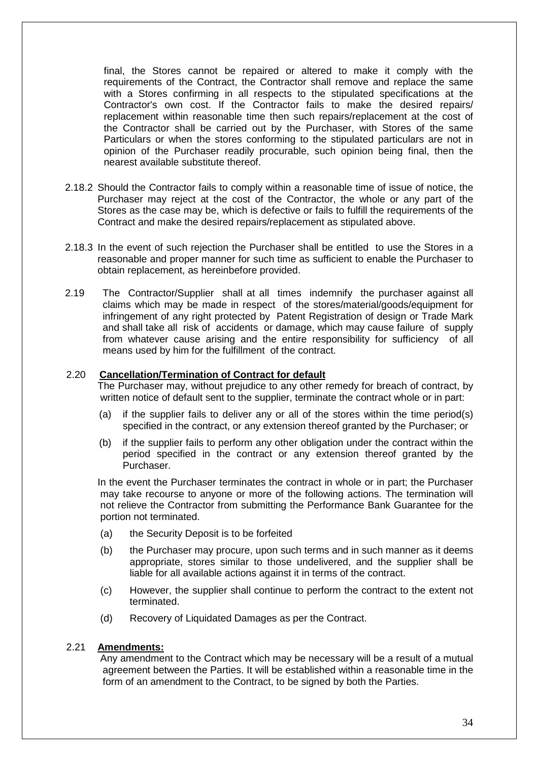final, the Stores cannot be repaired or altered to make it comply with the requirements of the Contract, the Contractor shall remove and replace the same with a Stores confirming in all respects to the stipulated specifications at the Contractor's own cost. If the Contractor fails to make the desired repairs/ replacement within reasonable time then such repairs/replacement at the cost of the Contractor shall be carried out by the Purchaser, with Stores of the same Particulars or when the stores conforming to the stipulated particulars are not in opinion of the Purchaser readily procurable, such opinion being final, then the nearest available substitute thereof.

2.18.2 Should the Contractor fails to comply within a reasonable time of issue of notice, the Purchaser may reject at the cost of the Contractor, the whole or any part of the Stores as the case may be, which is defective or fails to fulfill the requirements of the Contract and make the desired repairs/replacement as stipulated above.

2.18.3 In the event of such rejection the Purchaser shall be entitled to use the Stores in a reasonable and proper manner for such time as sufficient to enable the Purchaser to obtain replacement, as hereinbefore provided.

2.19 The Contractor/Supplier shall at all times indemnify the purchaser against all claims which may be made in respect of the stores/material/goods/equipment for infringement of any right protected by Patent Registration of design or Trade Mark and shall take all risk of accidents or damage, which may cause failure of supply from whatever cause arising and the entire responsibility for sufficiency of all means used by him for the fulfillment of the contract.

2.20 **Cancellation/Termination of Contract for default**

The Purchaser may, without prejudice to any other remedy for breach of contract, by written notice of default sent to the supplier, terminate the contract whole or in part:

(a) if the supplier fails to deliver any or all of the stores within the time period(s) specified in the contract, or any extension thereof granted by the Purchaser; or

(b) if the supplier fails to perform any other obligation under the contract within the period specified in the contract or any extension thereof granted by the Purchaser.

In the event the Purchaser terminates the contract in whole or in part; the Purchaser may take recourse to anyone or more of the following actions. The termination will not relieve the Contractor from submitting the Performance Bank Guarantee for the portion not terminated.

(a) the Security Deposit is to be forfeited

(b) the Purchaser may procure, upon such terms and in such manner as it deems appropriate, stores similar to those undelivered, and the supplier shall be liable for all available actions against it in terms of the contract.

(c) However, the supplier shall continue to perform the contract to the extent not terminated.

(d) Recovery of Liquidated Damages as per the Contract.

2.21 **Amendments:**

Any amendment to the Contract which may be necessary will be a result of a mutual agreement between the Parties. It will be established within a reasonable time in the form of an amendment to the Contract, to be signed by both the Parties.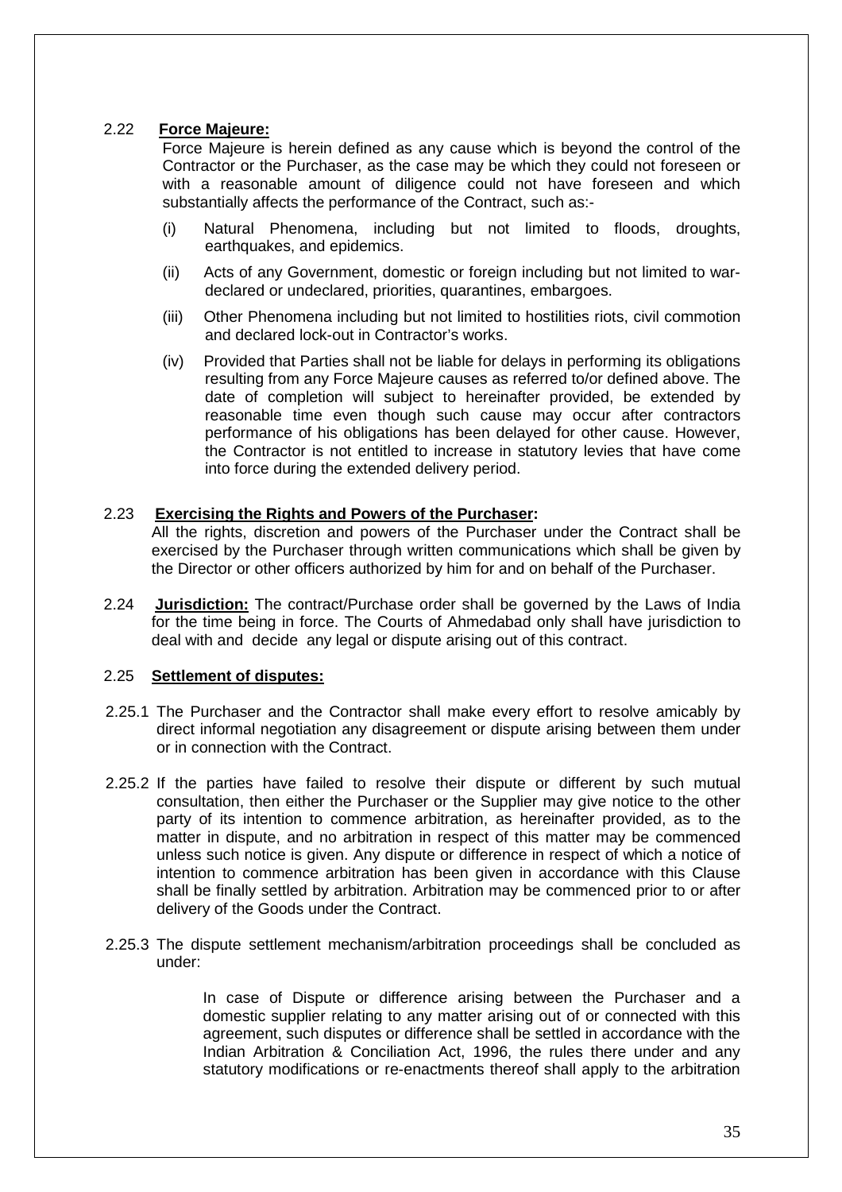2.22 **Force Majeure:**

Force Majeure is herein defined as any cause which is beyond the control of the Contractor or the Purchaser, as the case may be which they could not foreseen or with a reasonable amount of diligence could not have foreseen and which substantially affects the performance of the Contract, such as:-

(i) Natural Phenomena, including but not limited to floods, droughts, earthquakes, and epidemics.

(ii) Acts of any Government, domestic or foreign including but not limited to war- declared or undeclared, priorities, quarantines, embargoes.

(iii) Other Phenomena including but not limited to hostilities riots, civil commotion and declared lock-out in Contractor's works.

(iv) Provided that Parties shall not be liable for delays in performing its obligations resulting from any Force Majeure causes as referred to/or defined above. The date of completion will subject to hereinafter provided, be extended by reasonable time even though such cause may occur after contractors performance of his obligations has been delayed for other cause. However, the Contractor is not entitled to increase in statutory levies that have come into force during the extended delivery period.

2.23 **Exercising the Rights and Powers of the Purchaser:**

All the rights, discretion and powers of the Purchaser under the Contract shall be exercised by the Purchaser through written communications which shall be given by the Director or other officers authorized by him for and on behalf of the Purchaser.

2.24 **Jurisdiction:** The contract/Purchase order shall be governed by the Laws of India for the time being in force. The Courts of Ahmedabad only shall have jurisdiction to deal with and decide any legal or dispute arising out of this contract.

2.25 **Settlement of disputes:**

2.25.1 The Purchaser and the Contractor shall make every effort to resolve amicably by direct informal negotiation any disagreement or dispute arising between them under or in connection with the Contract.

2.25.2 If the parties have failed to resolve their dispute or different by such mutual consultation, then either the Purchaser or the Supplier may give notice to the other party of its intention to commence arbitration, as hereinafter provided, as to the matter in dispute, and no arbitration in respect of this matter may be commenced unless such notice is given. Any dispute or difference in respect of which a notice of intention to commence arbitration has been given in accordance with this Clause shall be finally settled by arbitration. Arbitration may be commenced prior to or after delivery of the Goods under the Contract.

2.25.3 The dispute settlement mechanism/arbitration proceedings shall be concluded as under:

In case of Dispute or difference arising between the Purchaser and a domestic supplier relating to any matter arising out of or connected with this agreement, such disputes or difference shall be settled in accordance with the Indian Arbitration & Conciliation Act, 1996, the rules there under and any statutory modifications or re-enactments thereof shall apply to the arbitration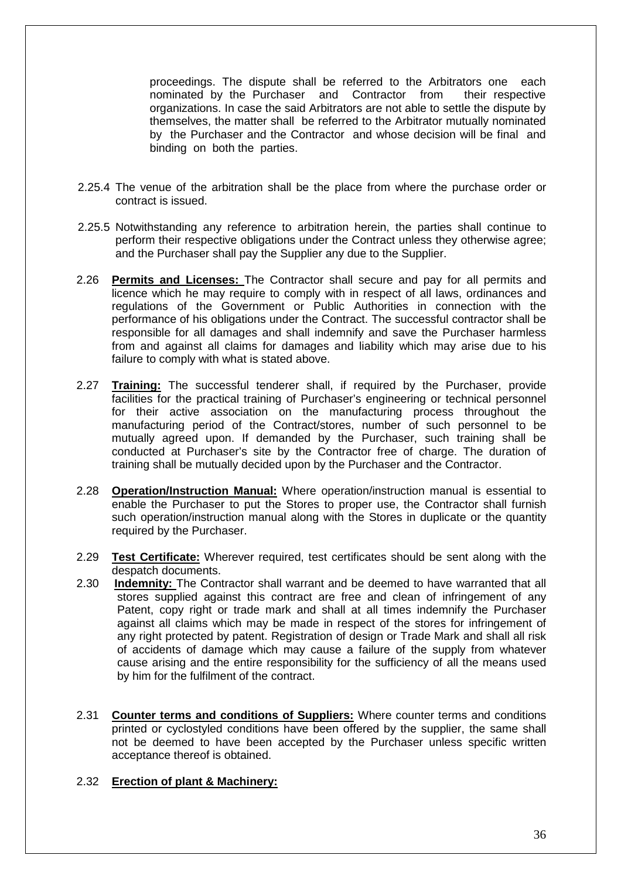proceedings. The dispute shall be referred to the Arbitrators one each nominated by the Purchaser and Contractor from their respective organizations. In case the said Arbitrators are not able to settle the dispute by themselves, the matter shall be referred to the Arbitrator mutually nominated by the Purchaser and the Contractor and whose decision will be final and binding on both the parties.

2.25.4 The venue of the arbitration shall be the place from where the purchase order or contract is issued.

2.25.5 Notwithstanding any reference to arbitration herein, the parties shall continue to perform their respective obligations under the Contract unless they otherwise agree; and the Purchaser shall pay the Supplier any due to the Supplier.

2.26 **Permits and Licenses:** The Contractor shall secure and pay for all permits and licence which he may require to comply with in respect of all laws, ordinances and regulations of the Government or Public Authorities in connection with the performance of his obligations under the Contract. The successful contractor shall be responsible for all damages and shall indemnify and save the Purchaser harmless from and against all claims for damages and liability which may arise due to his failure to comply with what is stated above.

2.27 **Training:** The successful tenderer shall, if required by the Purchaser, provide facilities for the practical training of Purchaser's engineering or technical personnel for their active association on the manufacturing process throughout the manufacturing period of the Contract/stores, number of such personnel to be mutually agreed upon. If demanded by the Purchaser, such training shall be conducted at Purchaser's site by the Contractor free of charge. The duration of training shall be mutually decided upon by the Purchaser and the Contractor.

2.28 **Operation/Instruction Manual:** Where operation/instruction manual is essential to enable the Purchaser to put the Stores to proper use, the Contractor shall furnish such operation/instruction manual along with the Stores in duplicate or the quantity required by the Purchaser.

2.29 **Test Certificate:** Wherever required, test certificates should be sent along with the despatch documents.

2.30 **Indemnity:** The Contractor shall warrant and be deemed to have warranted that all stores supplied against this contract are free and clean of infringement of any Patent, copy right or trade mark and shall at all times indemnify the Purchaser against all claims which may be made in respect of the stores for infringement of any right protected by patent. Registration of design or Trade Mark and shall all risk of accidents of damage which may cause a failure of the supply from whatever cause arising and the entire responsibility for the sufficiency of all the means used by him for the fulfilment of the contract.

2.31 **Counter terms and conditions of Suppliers:** Where counter terms and conditions printed or cyclostyled conditions have been offered by the supplier, the same shall not be deemed to have been accepted by the Purchaser unless specific written acceptance thereof is obtained.

2.32 **Erection of plant & Machinery:**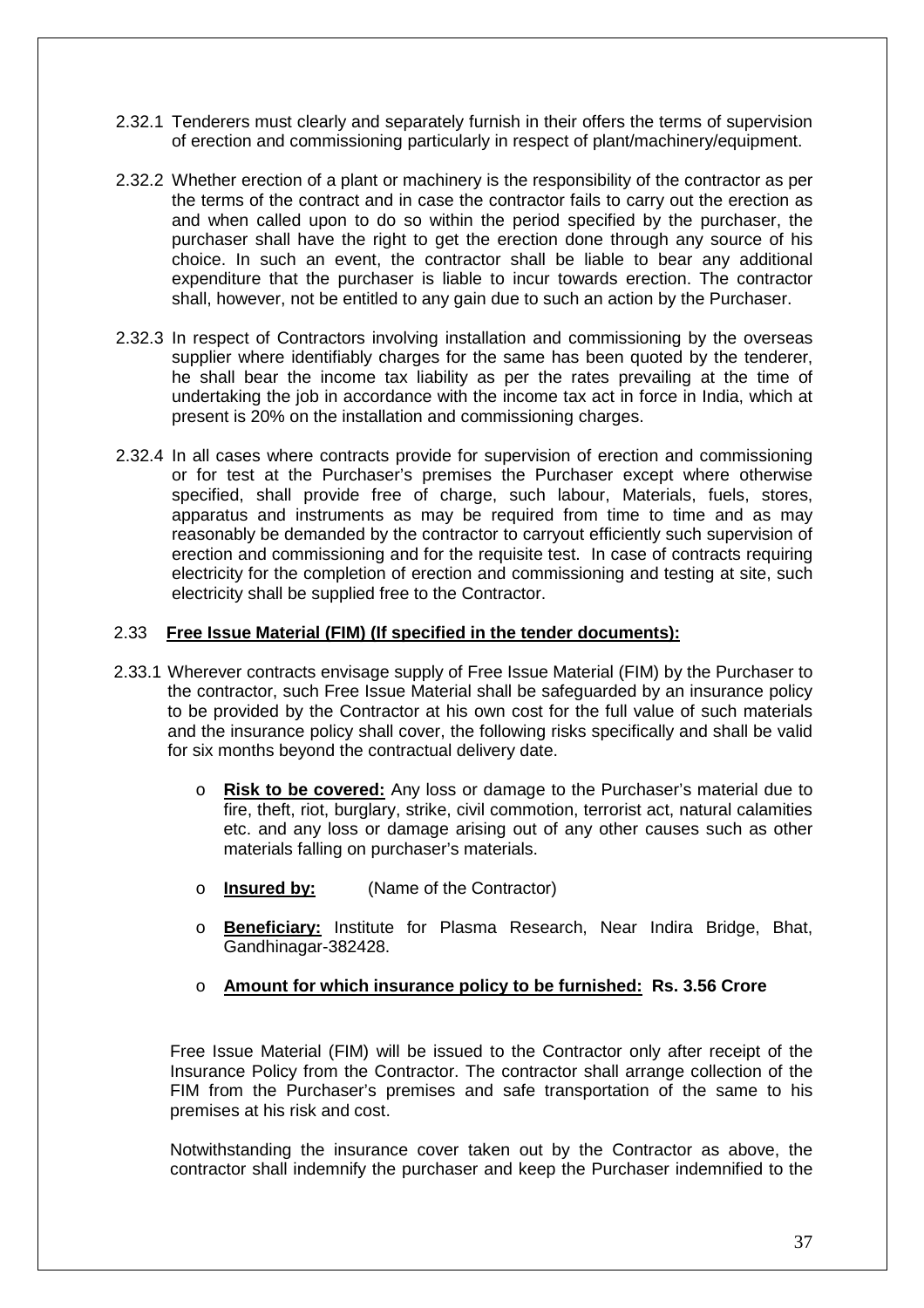2.32.1 Tenderers must clearly and separately furnish in their offers the terms of supervision of erection and commissioning particularly in respect of plant/machinery/equipment.

2.32.2 Whether erection of a plant or machinery is the responsibility of the contractor as per the terms of the contract and in case the contractor fails to carry out the erection as and when called upon to do so within the period specified by the purchaser, the purchaser shall have the right to get the erection done through any source of his choice. In such an event, the contractor shall be liable to bear any additional expenditure that the purchaser is liable to incur towards erection. The contractor shall, however, not be entitled to any gain due to such an action by the Purchaser.

2.32.3 In respect of Contractors involving installation and commissioning by the overseas supplier where identifiably charges for the same has been quoted by the tenderer, he shall bear the income tax liability as per the rates prevailing at the time of undertaking the job in accordance with the income tax act in force in India, which at present is 20% on the installation and commissioning charges.

2.32.4 In all cases where contracts provide for supervision of erection and commissioning or for test at the Purchaser's premises the Purchaser except where otherwise specified, shall provide free of charge, such labour, Materials, fuels, stores, apparatus and instruments as may be required from time to time and as may reasonably be demanded by the contractor to carryout efficiently such supervision of erection and commissioning and for the requisite test. In case of contracts requiring electricity for the completion of erection and commissioning and testing at site, such electricity shall be supplied free to the Contractor.

## 2.33 Free Issue Material (FIM) (If specified in the tender documents):

2.33.1 Wherever contracts envisage supply of Free Issue Material (FIM) by the Purchaser to the contractor, such Free Issue Material shall be safeguarded by an insurance policy to be provided by the Contractor at his own cost for the full value of such materials and the insurance policy shall cover, the following risks specifically and shall be valid for six months beyond the contractual delivery date.

- **Risk to be covered:** Any loss or damage to the Purchaser's material due to fire, theft, riot, burglary, strike, civil commotion, terrorist act, natural calamities etc. and any loss or damage arising out of any other causes such as other materials falling on purchaser's materials.
- **Insured by:** (Name of the Contractor)
- **Beneficiary:** Institute for Plasma Research, Near Indira Bridge, Bhat, Gandhinagar-382428.
- **Amount for which insurance policy to be furnished: Rs. 3.56 Crore**

Free Issue Material (FIM) will be issued to the Contractor only after receipt of the Insurance Policy from the Contractor. The contractor shall arrange collection of the FIM from the Purchaser's premises and safe transportation of the same to his premises at his risk and cost.

Notwithstanding the insurance cover taken out by the Contractor as above, the contractor shall indemnify the purchaser and keep the Purchaser indemnified to the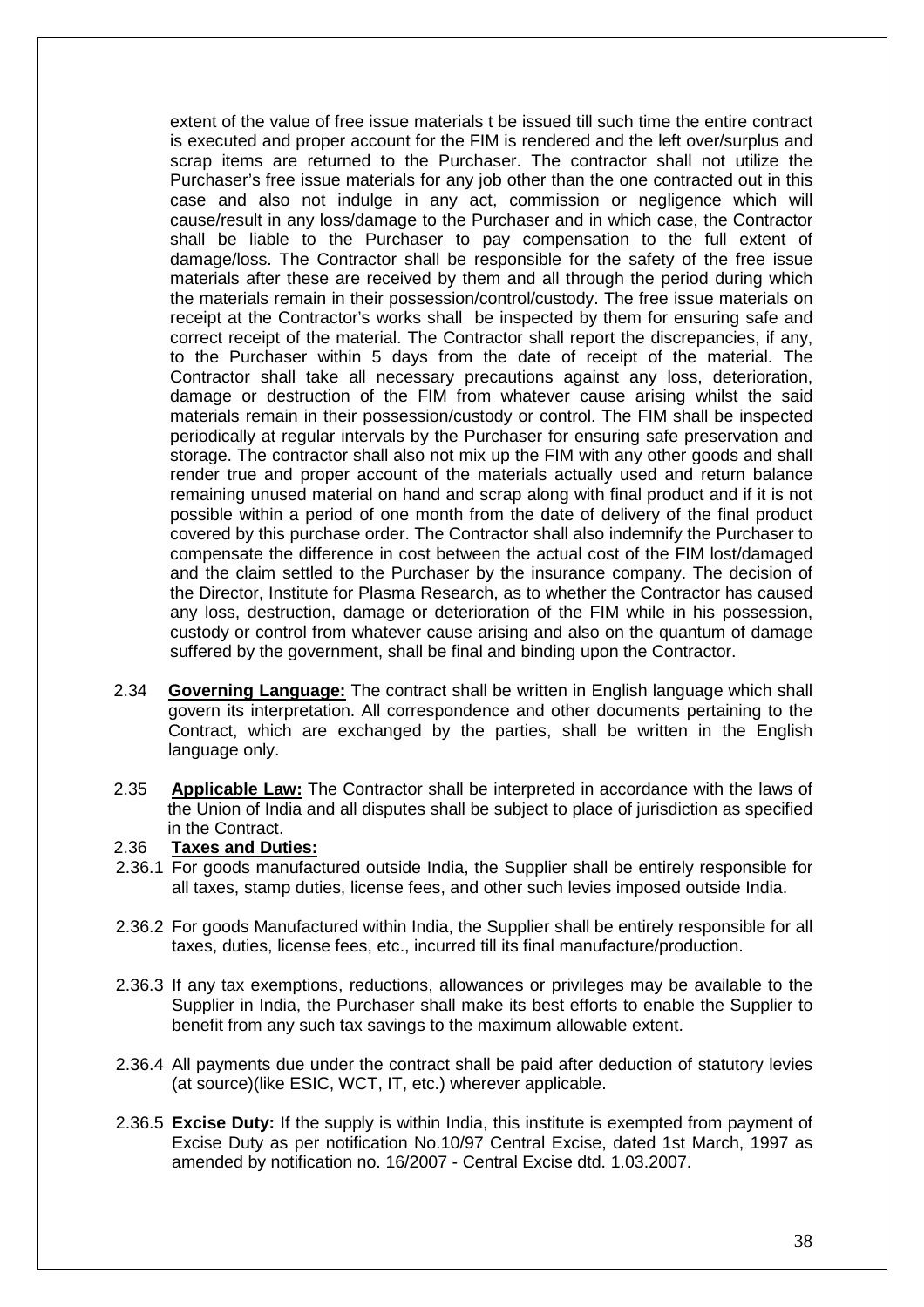extent of the value of free issue materials t be issued till such time the entire contract is executed and proper account for the FIM is rendered and the left over/surplus and scrap items are returned to the Purchaser. The contractor shall not utilize the Purchaser's free issue materials for any job other than the one contracted out in this case and also not indulge in any act, commission or negligence which will cause/result in any loss/damage to the Purchaser and in which case, the Contractor shall be liable to the Purchaser to pay compensation to the full extent of damage/loss. The Contractor shall be responsible for the safety of the free issue materials after these are received by them and all through the period during which the materials remain in their possession/control/custody. The free issue materials on receipt at the Contractor's works shall be inspected by them for ensuring safe and correct receipt of the material. The Contractor shall report the discrepancies, if any, to the Purchaser within 5 days from the date of receipt of the material. The Contractor shall take all necessary precautions against any loss, deterioration, damage or destruction of the FIM from whatever cause arising whilst the said materials remain in their possession/custody or control. The FIM shall be inspected periodically at regular intervals by the Purchaser for ensuring safe preservation and storage. The contractor shall also not mix up the FIM with any other goods and shall render true and proper account of the materials actually used and return balance remaining unused material on hand and scrap along with final product and if it is not possible within a period of one month from the date of delivery of the final product covered by this purchase order. The Contractor shall also indemnify the Purchaser to compensate the difference in cost between the actual cost of the FIM lost/damaged and the claim settled to the Purchaser by the insurance company. The decision of the Director, Institute for Plasma Research, as to whether the Contractor has caused any loss, destruction, damage or deterioration of the FIM while in his possession, custody or control from whatever cause arising and also on the quantum of damage suffered by the government, shall be final and binding upon the Contractor.

2.34 **Governing Language:** The contract shall be written in English language which shall govern its interpretation. All correspondence and other documents pertaining to the Contract, which are exchanged by the parties, shall be written in the English language only.

2.35 **Applicable Law:** The Contractor shall be interpreted in accordance with the laws of the Union of India and all disputes shall be subject to place of jurisdiction as specified in the Contract.

2.36 **Taxes and Duties:**

2.36.1 For goods manufactured outside India, the Supplier shall be entirely responsible for all taxes, stamp duties, license fees, and other such levies imposed outside India.

2.36.2 For goods Manufactured within India, the Supplier shall be entirely responsible for all taxes, duties, license fees, etc., incurred till its final manufacture/production.

2.36.3 If any tax exemptions, reductions, allowances or privileges may be available to the Supplier in India, the Purchaser shall make its best efforts to enable the Supplier to benefit from any such tax savings to the maximum allowable extent.

2.36.4 All payments due under the contract shall be paid after deduction of statutory levies (at source)(like ESIC, WCT, IT, etc.) wherever applicable.

2.36.5 **Excise Duty:** If the supply is within India, this institute is exempted from payment of Excise Duty as per notification No.10/97 Central Excise, dated 1st March, 1997 as amended by notification no. 16/2007 - Central Excise dtd. 1.03.2007.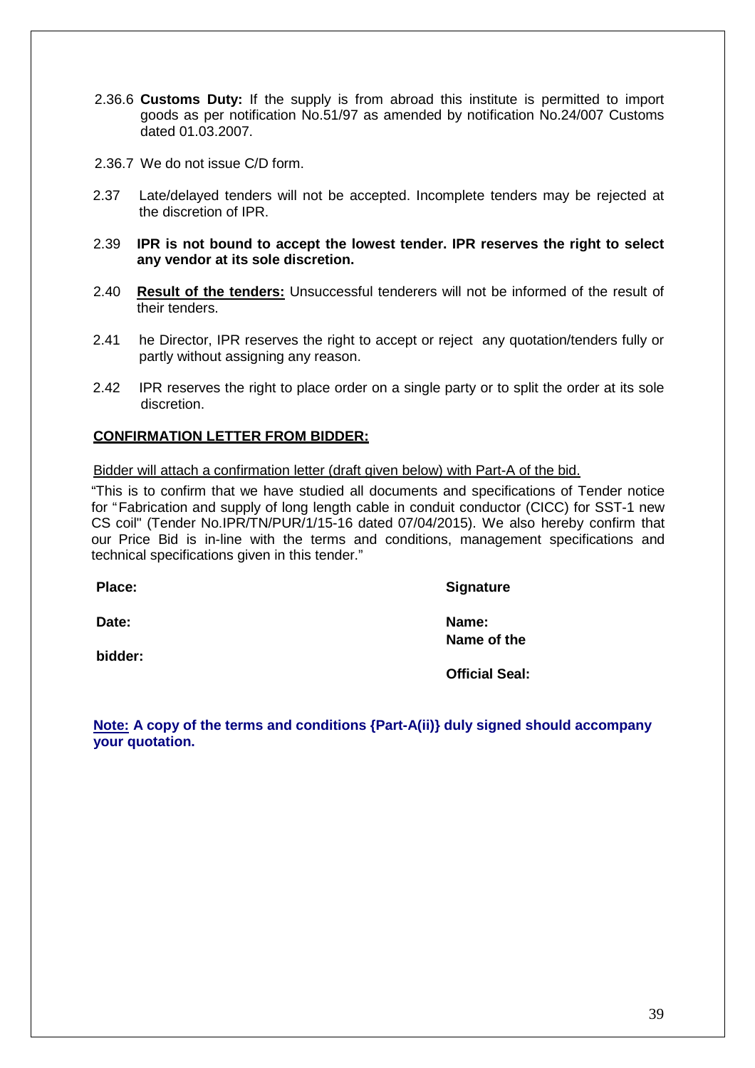2.36.6 **Customs Duty:** If the supply is from abroad this institute is permitted to import goods as per notification No.51/97 as amended by notification No.24/007 Customs dated 01.03.2007.

2.36.7 We do not issue C/D form.

2.37 Late/delayed tenders will not be accepted. Incomplete tenders may be rejected at the discretion of IPR.

2.39 **IPR is not bound to accept the lowest tender. IPR reserves the right to select any vendor at its sole discretion.**

2.40 **Result of the tenders:** Unsuccessful tenderers will not be informed of the result of their tenders.

2.41 he Director, IPR reserves the right to accept or reject any quotation/tenders fully or partly without assigning any reason.

2.42 IPR reserves the right to place order on a single party or to split the order at its sole discretion.

**CONFIRMATION LETTER FROM BIDDER:**

Bidder will attach a confirmation letter (draft given below) with Part-A of the bid.

"This is to confirm that we have studied all documents and specifications of Tender notice for "Fabrication and supply of long length cable in conduit conductor (CICC) for SST-1 new CS coil" (Tender No.IPR/TN/PUR/1/15-16 dated 07/04/2015). We also hereby confirm that our Price Bid is in-line with the terms and conditions, management specifications and technical specifications given in this tender."

**Place:** **Signature**

**Date:** **Name:**

**Name of the bidder:**

**Official Seal:**

**Note: A copy of the terms and conditions {Part-A(ii)} duly signed should accompany your quotation.**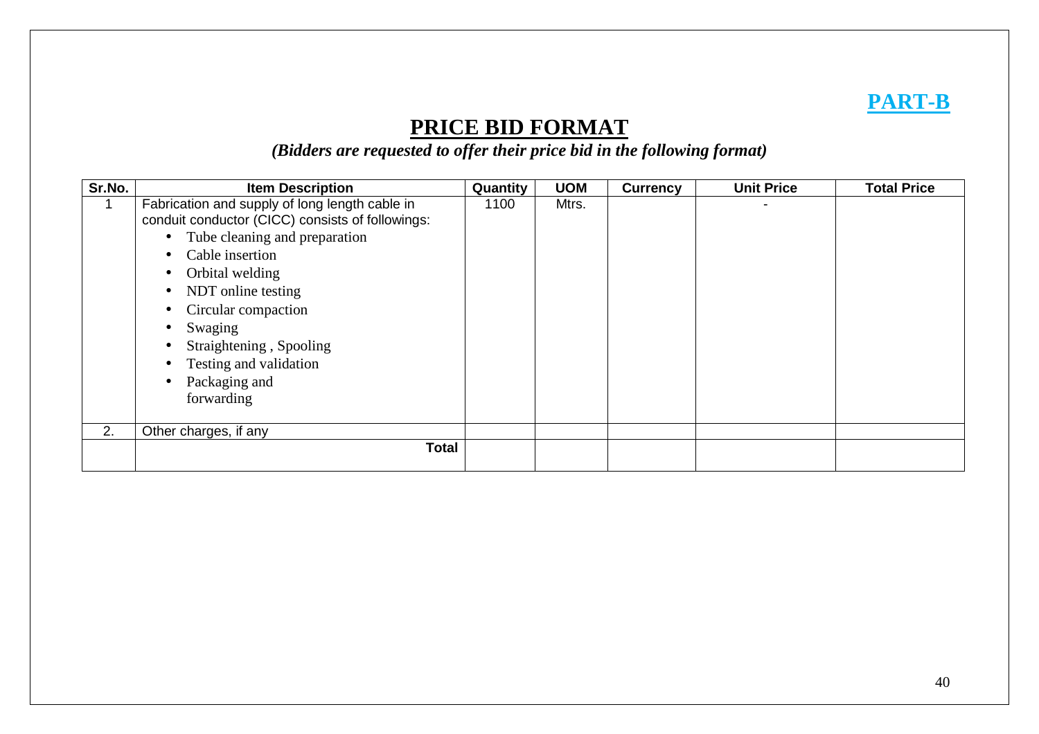**PART-B**

# PRICE BID FORMAT

*(Bidders are requested to offer their price bid in the following format)*

| Sr.No. | Item Description | Quantity | UOM | Currency | Unit Price | Total Price |
|---|---|---|---|---|---|---|
| 1 | Fabrication and supply of long length cable in conduit conductor (CICC) consists of followings:<br>• Tube cleaning and preparation<br>• Cable insertion<br>• Orbital welding<br>• NDT online testing<br>• Circular compaction<br>• Swaging<br>• Straightening , Spooling<br>• Testing and validation<br>• Packaging and forwarding | 1100 | Mtrs. | | - | |
| 2. | Other charges, if any | | | | | |
| | **Total** | | | | | |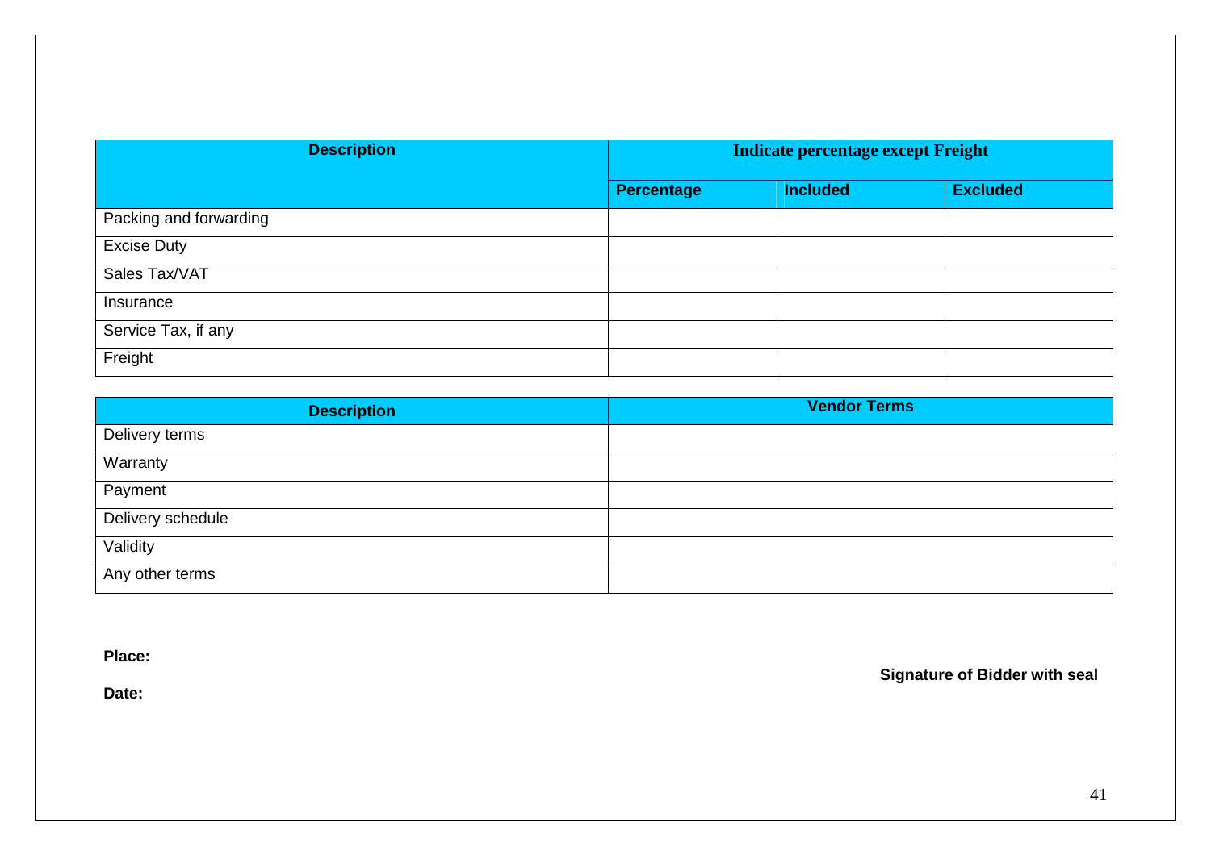| Description | Indicate percentage except Freight | | |
|---|---|---|---|
| | Percentage | Included | Excluded |
| Packing and forwarding | | | |
| Excise Duty | | | |
| Sales Tax/VAT | | | |
| Insurance | | | |
| Service Tax, if any | | | |
| Freight | | | |

| Description | Vendor Terms |
|---|---|
| Delivery terms | |
| Warranty | |
| Payment | |
| Delivery schedule | |
| Validity | |
| Any other terms | |

**Place:**

**Date:**

**Signature of Bidder with seal**